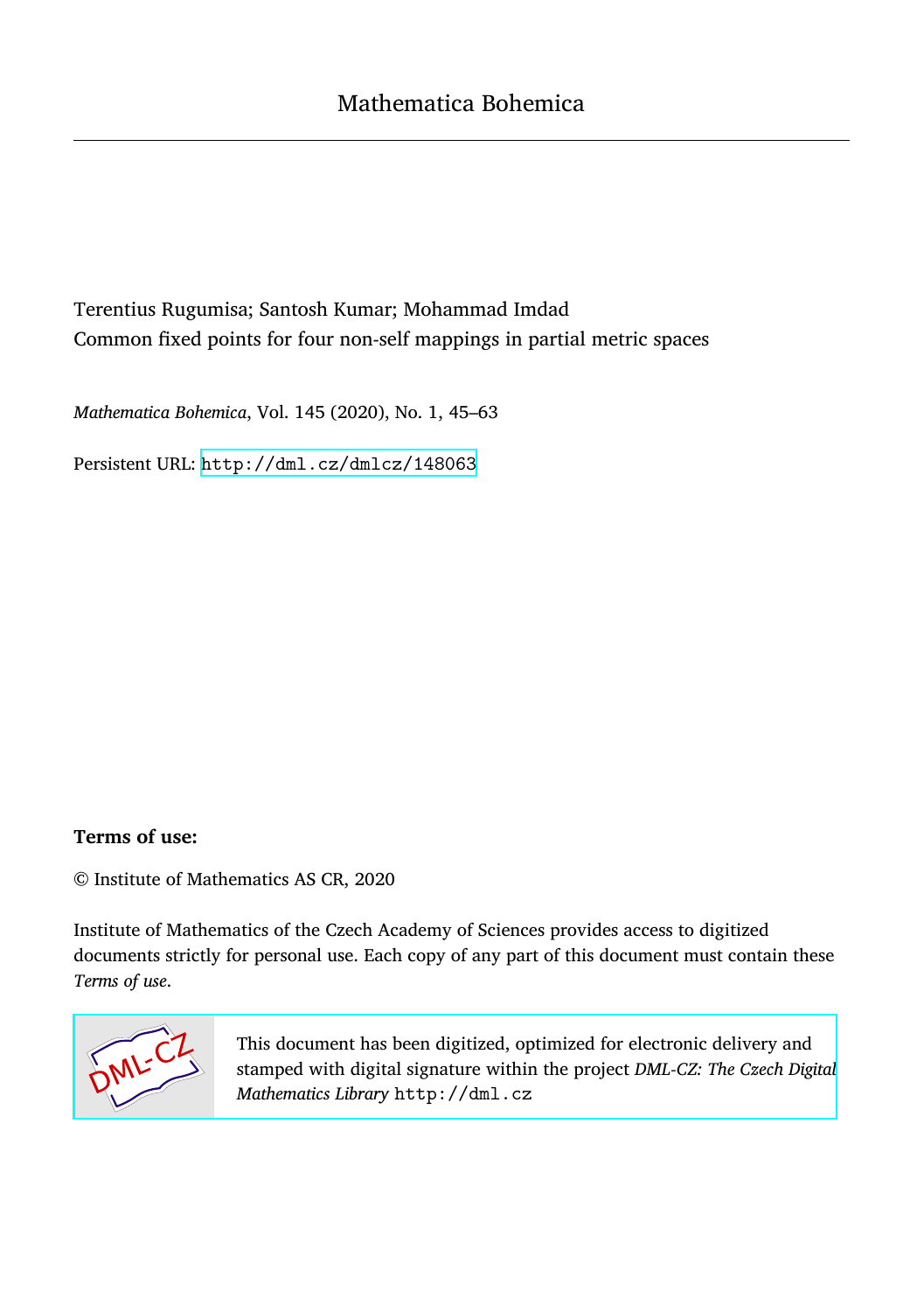# Mathematica Bohemica

Terentius Rugumisa; Santosh Kumar; Mohammad Imdad
Common fixed points for four non-self mappings in partial metric spaces

*Mathematica Bohemica*, Vol. 145 (2020), No. 1, 45–63

Persistent URL: http://dml.cz/dmlcz/148063

**Terms of use:**

© Institute of Mathematics AS CR, 2020

Institute of Mathematics of the Czech Academy of Sciences provides access to digitized documents strictly for personal use. Each copy of any part of this document must contain these *Terms of use*.

This document has been digitized, optimized for electronic delivery and stamped with digital signature within the project *DML-CZ: The Czech Digital Mathematics Library* http://dml.cz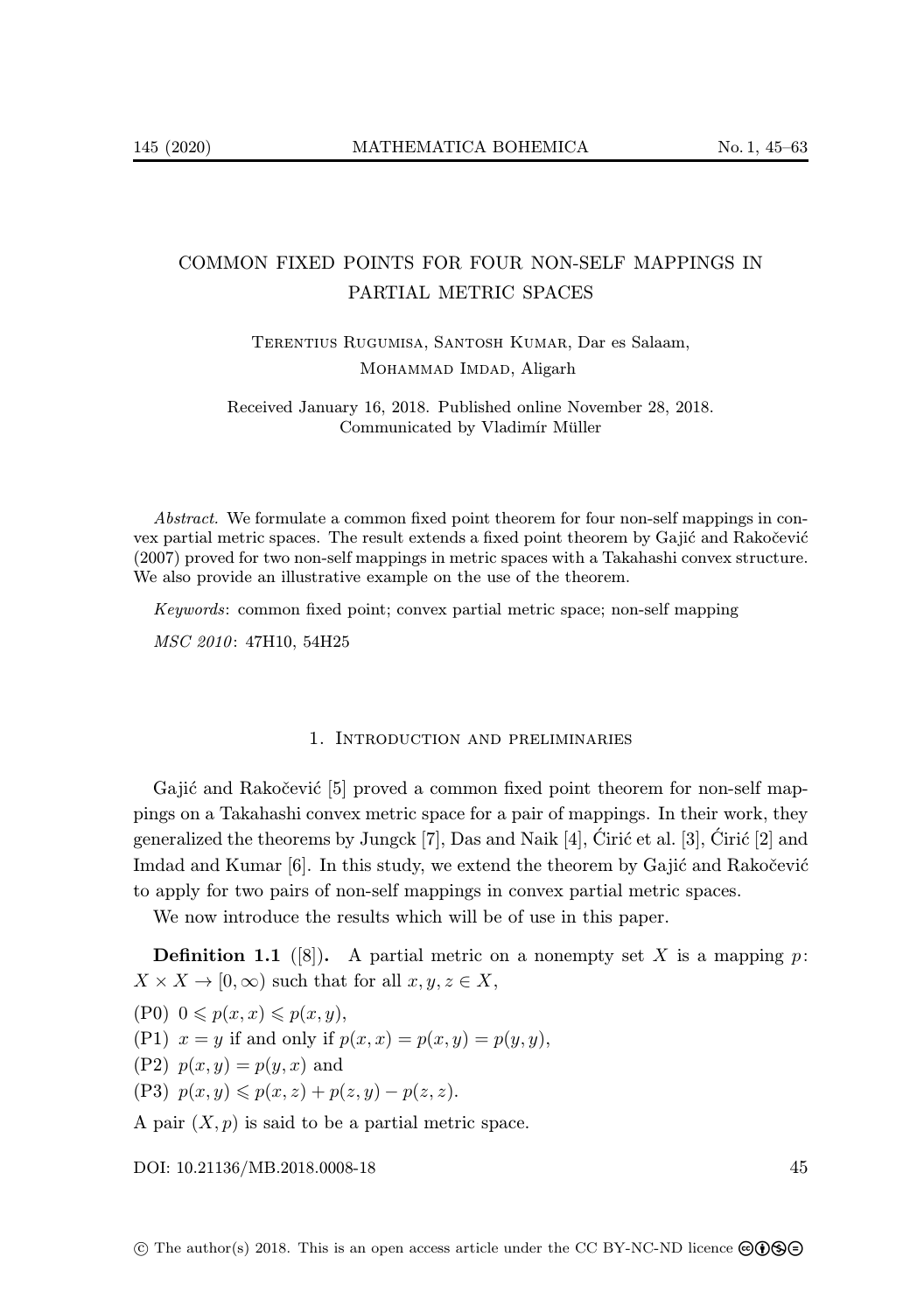# COMMON FIXED POINTS FOR FOUR NON-SELF MAPPINGS IN PARTIAL METRIC SPACES

Terentius Rugumisa, Santosh Kumar, Dar es Salaam,
Mohammad Imdad, Aligarh

Received January 16, 2018. Published online November 28, 2018.
Communicated by Vladimír Müller

*Abstract.* We formulate a common fixed point theorem for four non-self mappings in convex partial metric spaces. The result extends a fixed point theorem by Gajić and Rakočević (2007) proved for two non-self mappings in metric spaces with a Takahashi convex structure. We also provide an illustrative example on the use of the theorem.

*Keywords*: common fixed point; convex partial metric space; non-self mapping

*MSC 2010*: 47H10, 54H25

## 1. Introduction and preliminaries

Gajić and Rakočević [5] proved a common fixed point theorem for non-self mappings on a Takahashi convex metric space for a pair of mappings. In their work, they generalized the theorems by Jungck [7], Das and Naik [4], Ćirić et al. [3], Ćirić [2] and Imdad and Kumar [6]. In this study, we extend the theorem by Gajić and Rakočević to apply for two pairs of non-self mappings in convex partial metric spaces.

We now introduce the results which will be of use in this paper.

**Definition 1.1** ([8]). A partial metric on a nonempty set $X$ is a mapping $p\colon X \times X \to [0, \infty)$ such that for all $x, y, z \in X$,

(P0) $0 \leqslant p(x, x) \leqslant p(x, y)$,

(P1) $x = y$ if and only if $p(x, x) = p(x, y) = p(y, y)$,

(P2) $p(x, y) = p(y, x)$ and

(P3) $p(x, y) \leqslant p(x, z) + p(z, y) - p(z, z)$.

A pair $(X, p)$ is said to be a partial metric space.

DOI: 10.21136/MB.2018.0008-18

© The author(s) 2018. This is an open access article under the CC BY-NC-ND licence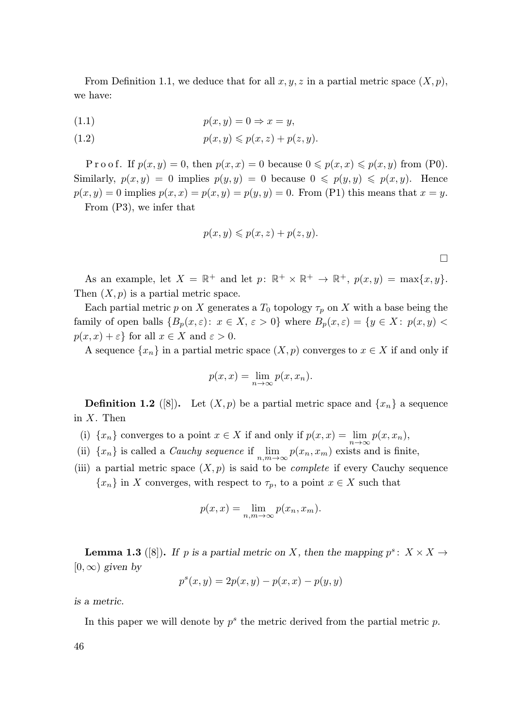From Definition 1.1, we deduce that for all $x, y, z$ in a partial metric space $(X, p)$, we have:

$$p(x, y) = 0 \Rightarrow x = y, \tag{1.1}$$

$$p(x, y) \leqslant p(x, z) + p(z, y). \tag{1.2}$$

Proof. If $p(x, y) = 0$, then $p(x, x) = 0$ because $0 \leqslant p(x, x) \leqslant p(x, y)$ from (P0). Similarly, $p(x, y) = 0$ implies $p(y, y) = 0$ because $0 \leqslant p(y, y) \leqslant p(x, y)$. Hence $p(x, y) = 0$ implies $p(x, x) = p(x, y) = p(y, y) = 0$. From (P1) this means that $x = y$.

From (P3), we infer that

$$p(x, y) \leqslant p(x, z) + p(z, y).$$

□

As an example, let $X = \mathbb{R}^+$ and let $p\colon \mathbb{R}^+ \times \mathbb{R}^+ \to \mathbb{R}^+$, $p(x, y) = \max\{x, y\}$. Then $(X, p)$ is a partial metric space.

Each partial metric $p$ on $X$ generates a $T_0$ topology $\tau_p$ on $X$ with a base being the family of open balls $\{B_p(x, \varepsilon)\colon x \in X, \varepsilon > 0\}$ where $B_p(x, \varepsilon) = \{y \in X\colon p(x, y) < p(x, x) + \varepsilon\}$ for all $x \in X$ and $\varepsilon > 0$.

A sequence $\{x_n\}$ in a partial metric space $(X, p)$ converges to $x \in X$ if and only if

$$p(x, x) = \lim_{n\to\infty} p(x, x_n).$$

**Definition 1.2** ([8]). Let $(X, p)$ be a partial metric space and $\{x_n\}$ a sequence in $X$. Then

(i) $\{x_n\}$ converges to a point $x \in X$ if and only if $p(x, x) = \lim\limits_{n\to\infty} p(x, x_n)$,

(ii) $\{x_n\}$ is called a *Cauchy sequence* if $\lim\limits_{n,m\to\infty} p(x_n, x_m)$ exists and is finite,

(iii) a partial metric space $(X, p)$ is said to be *complete* if every Cauchy sequence $\{x_n\}$ in $X$ converges, with respect to $\tau_p$, to a point $x \in X$ such that

$$p(x, x) = \lim_{n,m\to\infty} p(x_n, x_m).$$

**Lemma 1.3** ([8]). *If $p$ is a partial metric on $X$, then the mapping $p^s\colon X \times X \to [0, \infty)$ given by*

$$p^s(x, y) = 2p(x, y) - p(x, x) - p(y, y)$$

*is a metric.*

In this paper we will denote by $p^s$ the metric derived from the partial metric $p$.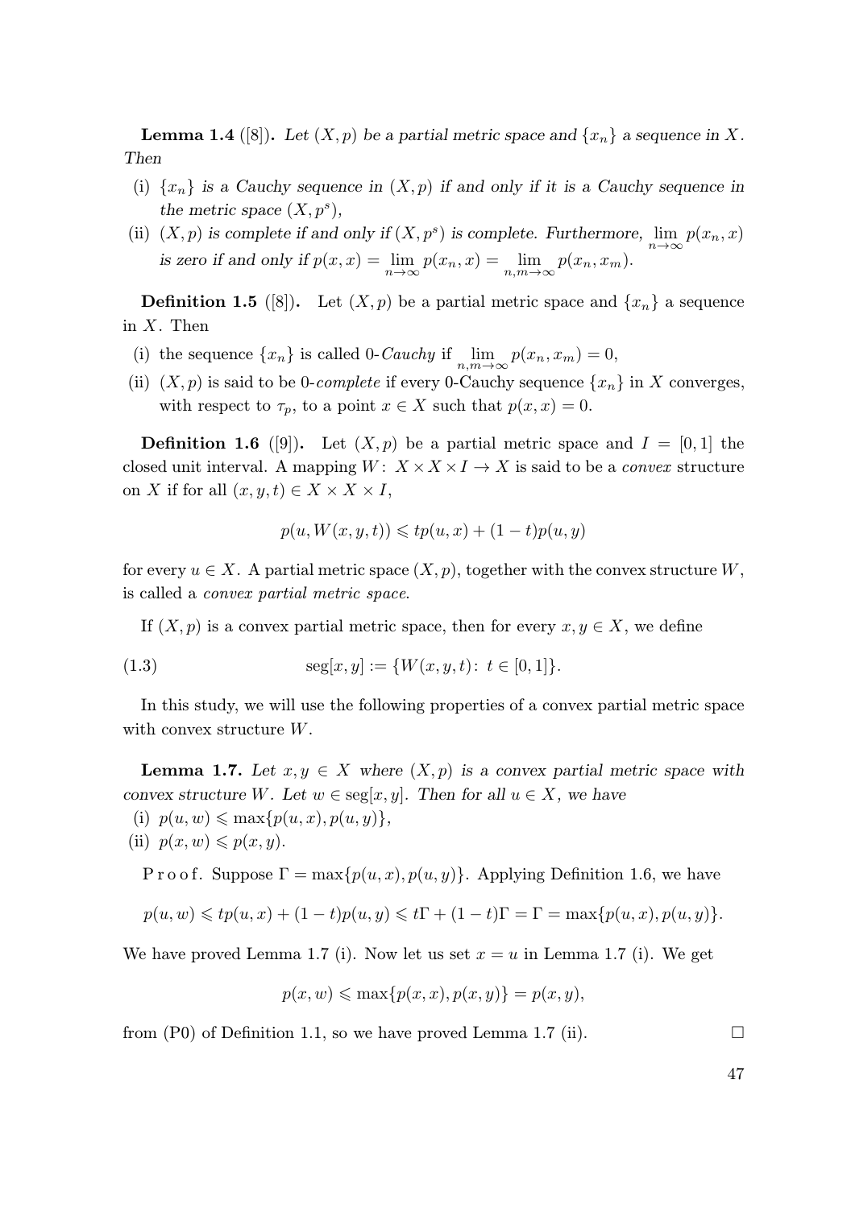**Lemma 1.4** ([8]). *Let $(X, p)$ be a partial metric space and $\{x_n\}$ a sequence in $X$. Then*

(i) *$\{x_n\}$ is a Cauchy sequence in $(X, p)$ if and only if it is a Cauchy sequence in the metric space $(X, p^s)$,*

(ii) *$(X, p)$ is complete if and only if $(X, p^s)$ is complete. Furthermore, $\lim\limits_{n\to\infty} p(x_n, x)$ is zero if and only if $p(x, x) = \lim\limits_{n\to\infty} p(x_n, x) = \lim\limits_{n,m\to\infty} p(x_n, x_m)$.*

**Definition 1.5** ([8]). Let $(X, p)$ be a partial metric space and $\{x_n\}$ a sequence in $X$. Then

(i) the sequence $\{x_n\}$ is called 0-*Cauchy* if $\lim\limits_{n,m\to\infty} p(x_n, x_m) = 0$,

(ii) $(X, p)$ is said to be 0-*complete* if every 0-Cauchy sequence $\{x_n\}$ in $X$ converges, with respect to $\tau_p$, to a point $x \in X$ such that $p(x, x) = 0$.

**Definition 1.6** ([9]). Let $(X, p)$ be a partial metric space and $I = [0, 1]$ the closed unit interval. A mapping $W\colon X \times X \times I \to X$ is said to be a *convex* structure on $X$ if for all $(x, y, t) \in X \times X \times I$,

$$p(u, W(x, y, t)) \leqslant tp(u, x) + (1 - t)p(u, y)$$

for every $u \in X$. A partial metric space $(X, p)$, together with the convex structure $W$, is called a *convex partial metric space*.

If $(X, p)$ is a convex partial metric space, then for every $x, y \in X$, we define

$$\operatorname{seg}[x, y] := \{W(x, y, t)\colon\ t \in [0, 1]\}. \tag{1.3}$$

In this study, we will use the following properties of a convex partial metric space with convex structure $W$.

**Lemma 1.7.** *Let $x, y \in X$ where $(X, p)$ is a convex partial metric space with convex structure $W$. Let $w \in \operatorname{seg}[x, y]$. Then for all $u \in X$, we have*

(i) $p(u, w) \leqslant \max\{p(u, x), p(u, y)\}$,

(ii) $p(x, w) \leqslant p(x, y)$.

P r o o f. Suppose $\Gamma = \max\{p(u, x), p(u, y)\}$. Applying Definition 1.6, we have

$$p(u, w) \leqslant tp(u, x) + (1 - t)p(u, y) \leqslant t\Gamma + (1 - t)\Gamma = \Gamma = \max\{p(u, x), p(u, y)\}.$$

We have proved Lemma 1.7 (i). Now let us set $x = u$ in Lemma 1.7 (i). We get

$$p(x, w) \leqslant \max\{p(x, x), p(x, y)\} = p(x, y),$$

from (P0) of Definition 1.1, so we have proved Lemma 1.7 (ii). □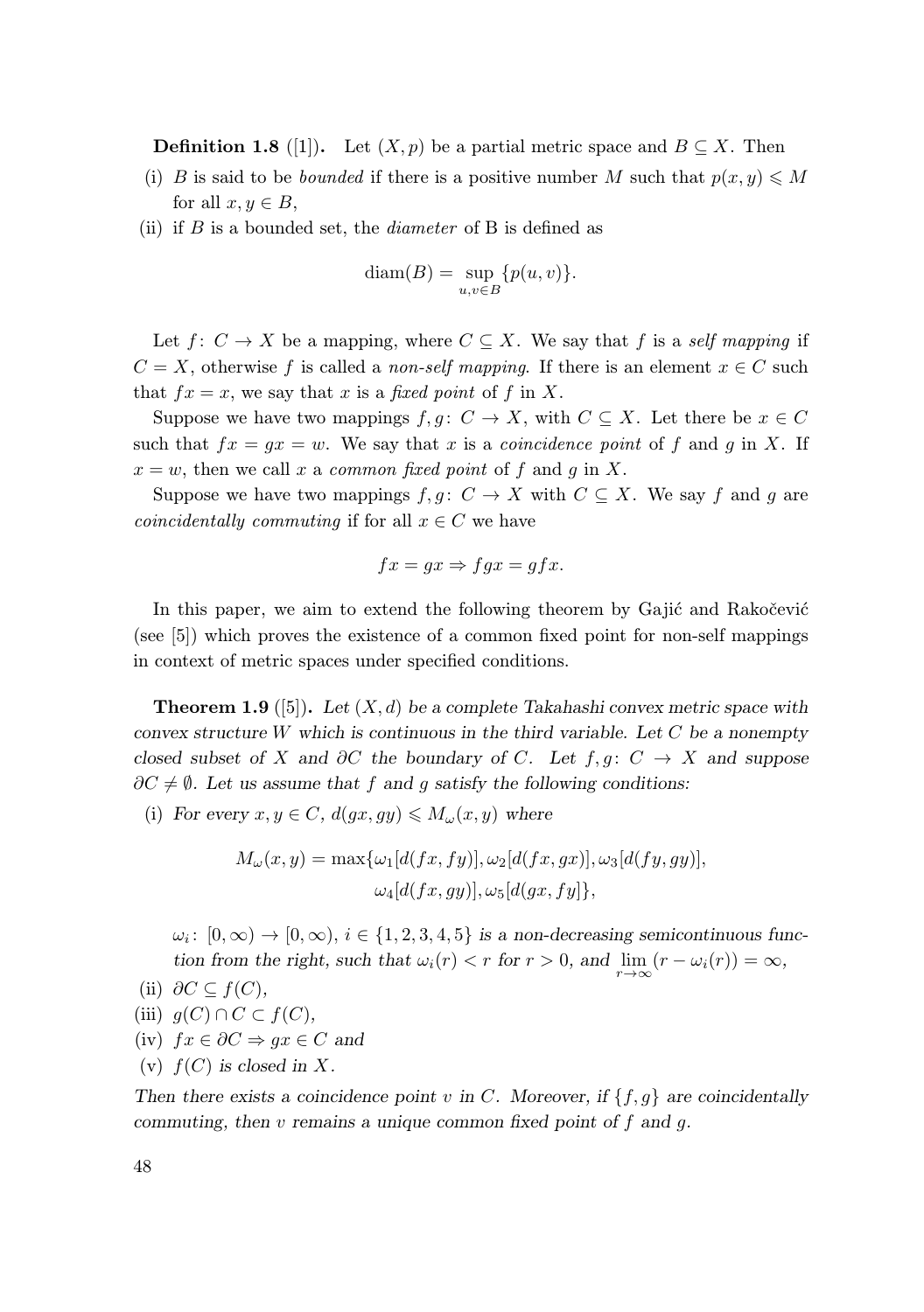**Definition 1.8** ([1]). Let $(X, p)$ be a partial metric space and $B \subseteq X$. Then

(i) $B$ is said to be *bounded* if there is a positive number $M$ such that $p(x, y) \leqslant M$ for all $x, y \in B$,

(ii) if $B$ is a bounded set, the *diameter* of B is defined as

$$\operatorname{diam}(B) = \sup_{u,v \in B} \{p(u, v)\}.$$

Let $f\colon C \to X$ be a mapping, where $C \subseteq X$. We say that $f$ is a *self mapping* if $C = X$, otherwise $f$ is called a *non-self mapping*. If there is an element $x \in C$ such that $fx = x$, we say that $x$ is a *fixed point* of $f$ in $X$.

Suppose we have two mappings $f, g\colon C \to X$, with $C \subseteq X$. Let there be $x \in C$ such that $fx = gx = w$. We say that $x$ is a *coincidence point* of $f$ and $g$ in $X$. If $x = w$, then we call $x$ a *common fixed point* of $f$ and $g$ in $X$.

Suppose we have two mappings $f, g\colon C \to X$ with $C \subseteq X$. We say $f$ and $g$ are *coincidentally commuting* if for all $x \in C$ we have

$$fx = gx \Rightarrow fgx = gfx.$$

In this paper, we aim to extend the following theorem by Gajić and Rakočević (see [5]) which proves the existence of a common fixed point for non-self mappings in context of metric spaces under specified conditions.

**Theorem 1.9** ([5]). *Let $(X, d)$ be a complete Takahashi convex metric space with convex structure $W$ which is continuous in the third variable. Let $C$ be a nonempty closed subset of $X$ and $\partial C$ the boundary of $C$. Let $f, g\colon C \to X$ and suppose $\partial C \neq \emptyset$. Let us assume that $f$ and $g$ satisfy the following conditions:*

(i) *For every $x, y \in C$, $d(gx, gy) \leqslant M_\omega(x, y)$ where*

$$M_\omega(x, y) = \max\{\omega_1[d(fx, fy)], \omega_2[d(fx, gx)], \omega_3[d(fy, gy)], \\ \omega_4[d(fx, gy)], \omega_5[d(gx, fy]\},$$

*$\omega_i\colon [0, \infty) \to [0, \infty)$, $i \in \{1, 2, 3, 4, 5\}$ is a non-decreasing semicontinuous function from the right, such that $\omega_i(r) < r$ for $r > 0$, and $\lim_{r\to\infty}(r - \omega_i(r)) = \infty$,*

(ii) *$\partial C \subseteq f(C)$,*

(iii) *$g(C) \cap C \subset f(C)$,*

(iv) *$fx \in \partial C \Rightarrow gx \in C$ and*

(v) *$f(C)$ is closed in $X$.*

*Then there exists a coincidence point $v$ in $C$. Moreover, if $\{f, g\}$ are coincidentally commuting, then $v$ remains a unique common fixed point of $f$ and $g$.*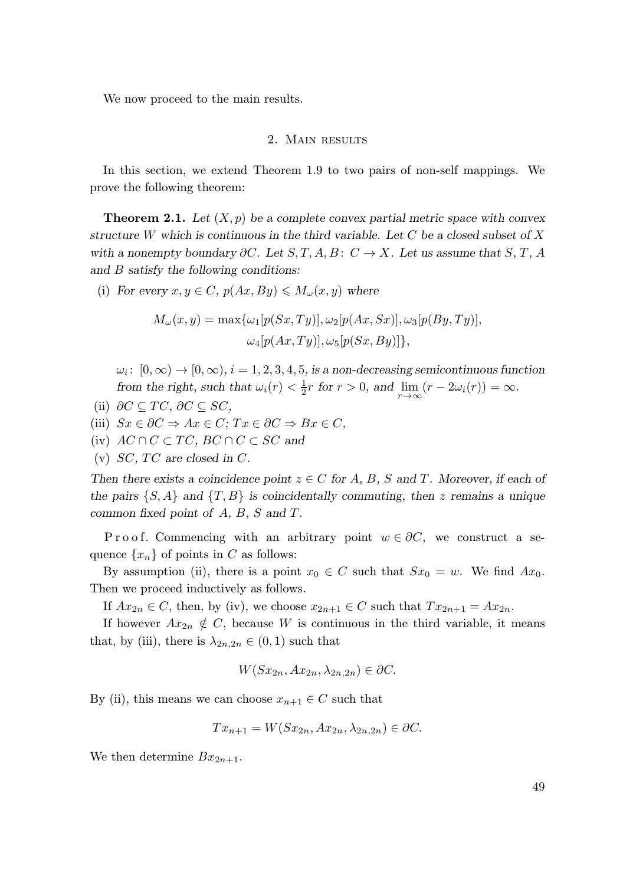We now proceed to the main results.

## 2. Main results

In this section, we extend Theorem 1.9 to two pairs of non-self mappings. We prove the following theorem:

**Theorem 2.1.** *Let $(X,p)$ be a complete convex partial metric space with convex structure $W$ which is continuous in the third variable. Let $C$ be a closed subset of $X$ with a nonempty boundary $\partial C$. Let $S,T,A,B\colon C\to X$. Let us assume that $S$, $T$, $A$ and $B$ satisfy the following conditions:*

(i) *For every $x,y\in C$, $p(Ax,By)\leqslant M_\omega(x,y)$ where*

$$M_\omega(x,y)=\max\{\omega_1[p(Sx,Ty)],\omega_2[p(Ax,Sx)],\omega_3[p(By,Ty)],\\ \omega_4[p(Ax,Ty)],\omega_5[p(Sx,By)]\},$$

*$\omega_i\colon[0,\infty)\to[0,\infty)$, $i=1,2,3,4,5$, is a non-decreasing semicontinuous function from the right, such that $\omega_i(r)<\frac{1}{2}r$ for $r>0$, and $\lim\limits_{r\to\infty}(r-2\omega_i(r))=\infty$.*

(ii) *$\partial C\subseteq TC$, $\partial C\subseteq SC$,*

(iii) *$Sx\in\partial C\Rightarrow Ax\in C$; $Tx\in\partial C\Rightarrow Bx\in C$,*

(iv) *$AC\cap C\subset TC$, $BC\cap C\subset SC$ and*

(v) *$SC$, $TC$ are closed in $C$.*

*Then there exists a coincidence point $z\in C$ for $A$, $B$, $S$ and $T$. Moreover, if each of the pairs $\{S,A\}$ and $\{T,B\}$ is coincidentally commuting, then $z$ remains a unique common fixed point of $A$, $B$, $S$ and $T$.*

Proof. Commencing with an arbitrary point $w\in\partial C$, we construct a sequence $\{x_n\}$ of points in $C$ as follows:

By assumption (ii), there is a point $x_0\in C$ such that $Sx_0=w$. We find $Ax_0$. Then we proceed inductively as follows.

If $Ax_{2n}\in C$, then, by (iv), we choose $x_{2n+1}\in C$ such that $Tx_{2n+1}=Ax_{2n}$.

If however $Ax_{2n}\notin C$, because $W$ is continuous in the third variable, it means that, by (iii), there is $\lambda_{2n,2n}\in(0,1)$ such that

$$W(Sx_{2n},Ax_{2n},\lambda_{2n,2n})\in\partial C.$$

By (ii), this means we can choose $x_{n+1}\in C$ such that

$$Tx_{n+1}=W(Sx_{2n},Ax_{2n},\lambda_{2n,2n})\in\partial C.$$

We then determine $Bx_{2n+1}$.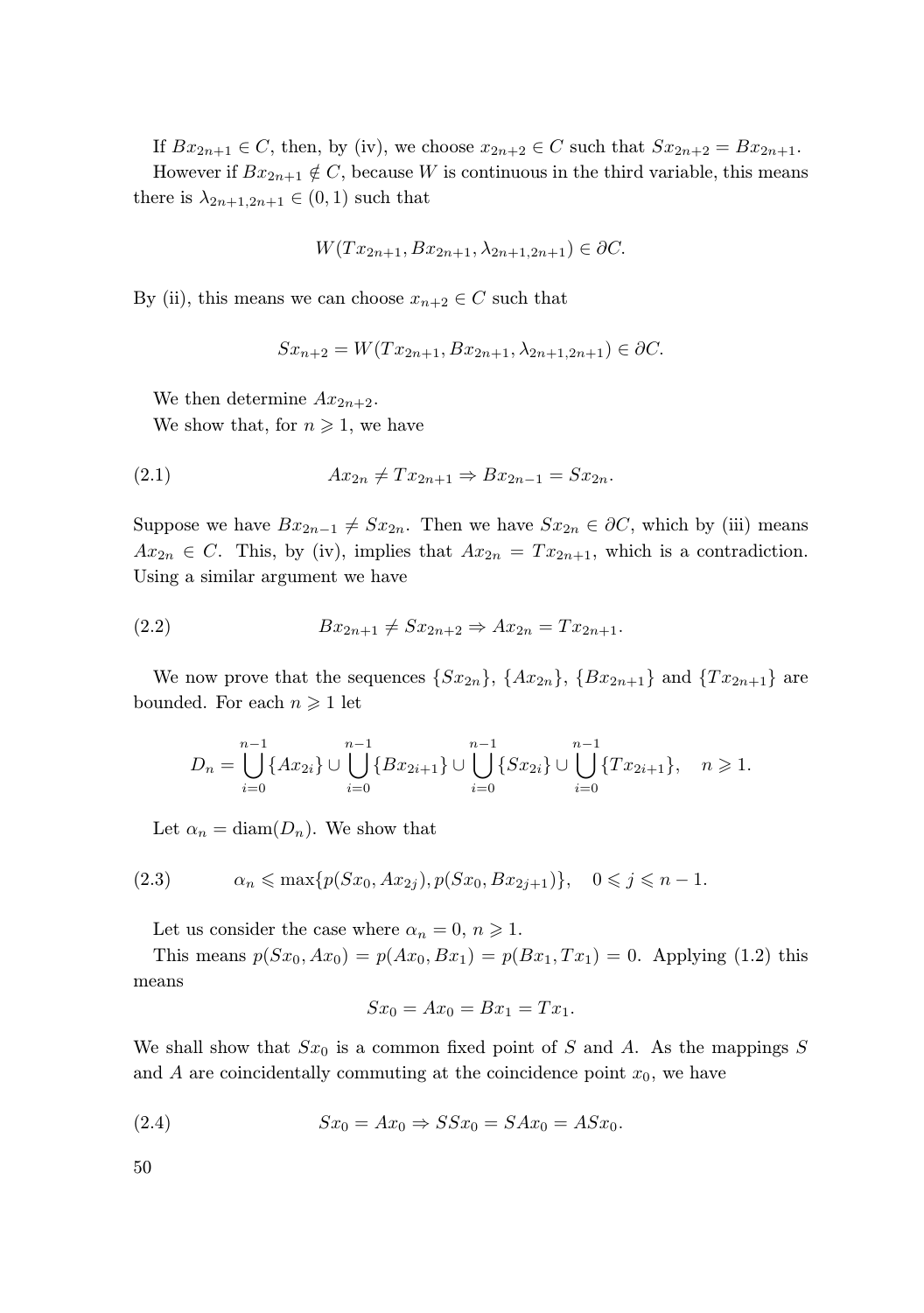If $Bx_{2n+1} \in C$, then, by (iv), we choose $x_{2n+2} \in C$ such that $Sx_{2n+2} = Bx_{2n+1}$.

However if $Bx_{2n+1} \notin C$, because $W$ is continuous in the third variable, this means there is $\lambda_{2n+1,2n+1} \in (0, 1)$ such that

$$W(Tx_{2n+1}, Bx_{2n+1}, \lambda_{2n+1,2n+1}) \in \partial C.$$

By (ii), this means we can choose $x_{n+2} \in C$ such that

$$Sx_{n+2} = W(Tx_{2n+1}, Bx_{2n+1}, \lambda_{2n+1,2n+1}) \in \partial C.$$

We then determine $Ax_{2n+2}$.

We show that, for $n \geqslant 1$, we have

$$Ax_{2n} \neq Tx_{2n+1} \Rightarrow Bx_{2n-1} = Sx_{2n}. \tag{2.1}$$

Suppose we have $Bx_{2n-1} \neq Sx_{2n}$. Then we have $Sx_{2n} \in \partial C$, which by (iii) means $Ax_{2n} \in C$. This, by (iv), implies that $Ax_{2n} = Tx_{2n+1}$, which is a contradiction. Using a similar argument we have

$$Bx_{2n+1} \neq Sx_{2n+2} \Rightarrow Ax_{2n} = Tx_{2n+1}. \tag{2.2}$$

We now prove that the sequences $\{Sx_{2n}\}$, $\{Ax_{2n}\}$, $\{Bx_{2n+1}\}$ and $\{Tx_{2n+1}\}$ are bounded. For each $n \geqslant 1$ let

$$D_n = \bigcup_{i=0}^{n-1}\{Ax_{2i}\} \cup \bigcup_{i=0}^{n-1}\{Bx_{2i+1}\} \cup \bigcup_{i=0}^{n-1}\{Sx_{2i}\} \cup \bigcup_{i=0}^{n-1}\{Tx_{2i+1}\}, \quad n \geqslant 1.$$

Let $\alpha_n = \operatorname{diam}(D_n)$. We show that

$$\alpha_n \leqslant \max\{p(Sx_0, Ax_{2j}), p(Sx_0, Bx_{2j+1})\}, \quad 0 \leqslant j \leqslant n-1. \tag{2.3}$$

Let us consider the case where $\alpha_n = 0$, $n \geqslant 1$.

This means $p(Sx_0, Ax_0) = p(Ax_0, Bx_1) = p(Bx_1, Tx_1) = 0$. Applying (1.2) this means

$$Sx_0 = Ax_0 = Bx_1 = Tx_1.$$

We shall show that $Sx_0$ is a common fixed point of $S$ and $A$. As the mappings $S$ and $A$ are coincidentally commuting at the coincidence point $x_0$, we have

$$Sx_0 = Ax_0 \Rightarrow SSx_0 = SAx_0 = ASx_0. \tag{2.4}$$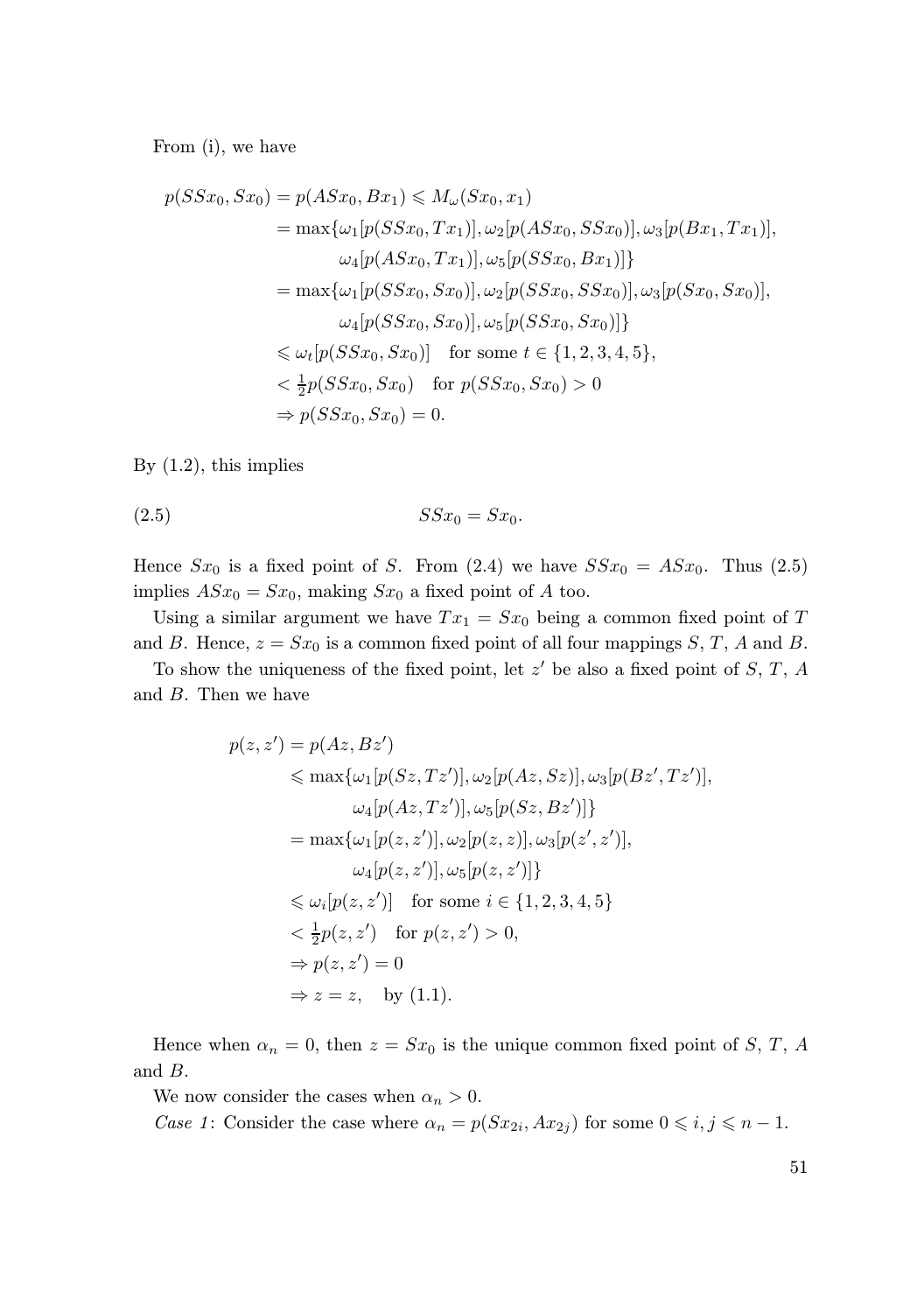From (i), we have

$$
\begin{aligned}
p(SSx_0, Sx_0) = p(ASx_0, Bx_1) &\leqslant M_\omega(Sx_0, x_1) \\
&= \max\{\omega_1[p(SSx_0, Tx_1)], \omega_2[p(ASx_0, SSx_0)], \omega_3[p(Bx_1, Tx_1)], \\
&\qquad \omega_4[p(ASx_0, Tx_1)], \omega_5[p(SSx_0, Bx_1)]\} \\
&= \max\{\omega_1[p(SSx_0, Sx_0)], \omega_2[p(SSx_0, SSx_0)], \omega_3[p(Sx_0, Sx_0)], \\
&\qquad \omega_4[p(SSx_0, Sx_0)], \omega_5[p(SSx_0, Sx_0)]\} \\
&\leqslant \omega_t[p(SSx_0, Sx_0)] \quad \text{for some } t \in \{1,2,3,4,5\}, \\
&< \tfrac{1}{2} p(SSx_0, Sx_0) \quad \text{for } p(SSx_0, Sx_0) > 0 \\
&\Rightarrow p(SSx_0, Sx_0) = 0.
\end{aligned}
$$

By (1.2), this implies

$$
SSx_0 = Sx_0. \tag{2.5}
$$

Hence $Sx_0$ is a fixed point of $S$. From (2.4) we have $SSx_0 = ASx_0$. Thus (2.5) implies $ASx_0 = Sx_0$, making $Sx_0$ a fixed point of $A$ too.

Using a similar argument we have $Tx_1 = Sx_0$ being a common fixed point of $T$ and $B$. Hence, $z = Sx_0$ is a common fixed point of all four mappings $S$, $T$, $A$ and $B$.

To show the uniqueness of the fixed point, let $z'$ be also a fixed point of $S$, $T$, $A$ and $B$. Then we have

$$
\begin{aligned}
p(z, z') = p(Az, Bz') &\leqslant \max\{\omega_1[p(Sz, Tz')], \omega_2[p(Az, Sz)], \omega_3[p(Bz', Tz')], \\
&\qquad \omega_4[p(Az, Tz')], \omega_5[p(Sz, Bz')]\} \\
&= \max\{\omega_1[p(z, z')], \omega_2[p(z, z)], \omega_3[p(z', z')], \\
&\qquad \omega_4[p(z, z')], \omega_5[p(z, z')]\} \\
&\leqslant \omega_i[p(z, z')] \quad \text{for some } i \in \{1,2,3,4,5\} \\
&< \tfrac{1}{2} p(z, z') \quad \text{for } p(z, z') > 0, \\
&\Rightarrow p(z, z') = 0 \\
&\Rightarrow z = z, \quad \text{by (1.1)}.
\end{aligned}
$$

Hence when $\alpha_n = 0$, then $z = Sx_0$ is the unique common fixed point of $S$, $T$, $A$ and $B$.

We now consider the cases when $\alpha_n > 0$.

*Case 1*: Consider the case where $\alpha_n = p(Sx_{2i}, Ax_{2j})$ for some $0 \leqslant i, j \leqslant n-1$.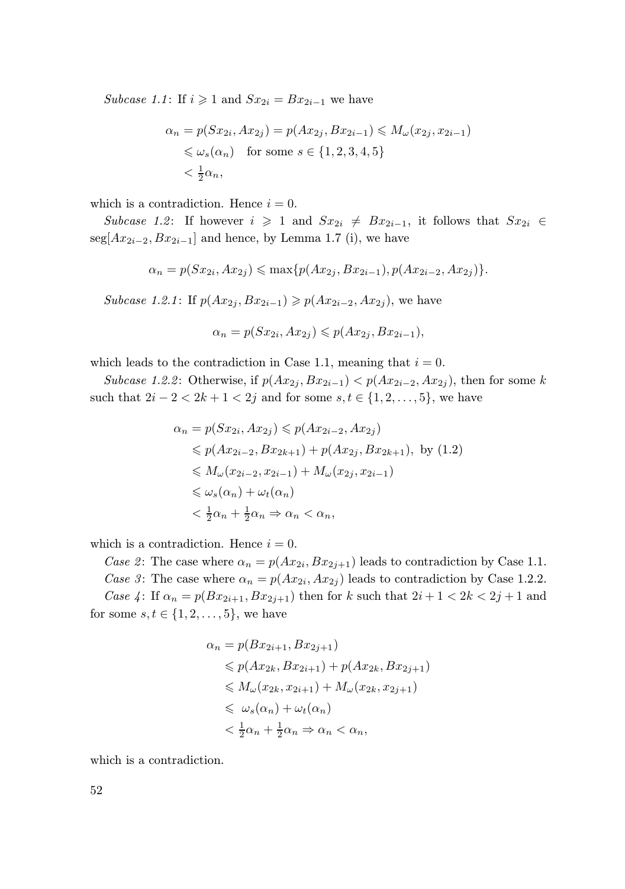*Subcase 1.1*: If $i \geqslant 1$ and $Sx_{2i} = Bx_{2i-1}$ we have

$$\begin{aligned}
\alpha_n &= p(Sx_{2i}, Ax_{2j}) = p(Ax_{2j}, Bx_{2i-1}) \leqslant M_\omega(x_{2j}, x_{2i-1}) \\
&\leqslant \omega_s(\alpha_n) \quad \text{for some } s \in \{1,2,3,4,5\} \\
&< \tfrac{1}{2}\alpha_n,
\end{aligned}$$

which is a contradiction. Hence $i = 0$.

*Subcase 1.2*: If however $i \geqslant 1$ and $Sx_{2i} \neq Bx_{2i-1}$, it follows that $Sx_{2i} \in \operatorname{seg}[Ax_{2i-2}, Bx_{2i-1}]$ and hence, by Lemma 1.7 (i), we have

$$\alpha_n = p(Sx_{2i}, Ax_{2j}) \leqslant \max\{p(Ax_{2j}, Bx_{2i-1}), p(Ax_{2i-2}, Ax_{2j})\}.$$

*Subcase 1.2.1*: If $p(Ax_{2j}, Bx_{2i-1}) \geqslant p(Ax_{2i-2}, Ax_{2j})$, we have

$$\alpha_n = p(Sx_{2i}, Ax_{2j}) \leqslant p(Ax_{2j}, Bx_{2i-1}),$$

which leads to the contradiction in Case 1.1, meaning that $i = 0$.

*Subcase 1.2.2*: Otherwise, if $p(Ax_{2j}, Bx_{2i-1}) < p(Ax_{2i-2}, Ax_{2j})$, then for some $k$ such that $2i-2 < 2k+1 < 2j$ and for some $s, t \in \{1,2,\ldots,5\}$, we have

$$\begin{aligned}
\alpha_n &= p(Sx_{2i}, Ax_{2j}) \leqslant p(Ax_{2i-2}, Ax_{2j}) \\
&\leqslant p(Ax_{2i-2}, Bx_{2k+1}) + p(Ax_{2j}, Bx_{2k+1}), \text{ by (1.2)} \\
&\leqslant M_\omega(x_{2i-2}, x_{2i-1}) + M_\omega(x_{2j}, x_{2i-1}) \\
&\leqslant \omega_s(\alpha_n) + \omega_t(\alpha_n) \\
&< \tfrac{1}{2}\alpha_n + \tfrac{1}{2}\alpha_n \Rightarrow \alpha_n < \alpha_n,
\end{aligned}$$

which is a contradiction. Hence $i = 0$.

*Case 2*: The case where $\alpha_n = p(Ax_{2i}, Bx_{2j+1})$ leads to contradiction by Case 1.1.

*Case 3*: The case where $\alpha_n = p(Ax_{2i}, Ax_{2j})$ leads to contradiction by Case 1.2.2.

*Case 4*: If $\alpha_n = p(Bx_{2i+1}, Bx_{2j+1})$ then for $k$ such that $2i+1 < 2k < 2j+1$ and for some $s, t \in \{1,2,\ldots,5\}$, we have

$$\begin{aligned}
\alpha_n &= p(Bx_{2i+1}, Bx_{2j+1}) \\
&\leqslant p(Ax_{2k}, Bx_{2i+1}) + p(Ax_{2k}, Bx_{2j+1}) \\
&\leqslant M_\omega(x_{2k}, x_{2i+1}) + M_\omega(x_{2k}, x_{2j+1}) \\
&\leqslant \omega_s(\alpha_n) + \omega_t(\alpha_n) \\
&< \tfrac{1}{2}\alpha_n + \tfrac{1}{2}\alpha_n \Rightarrow \alpha_n < \alpha_n,
\end{aligned}$$

which is a contradiction.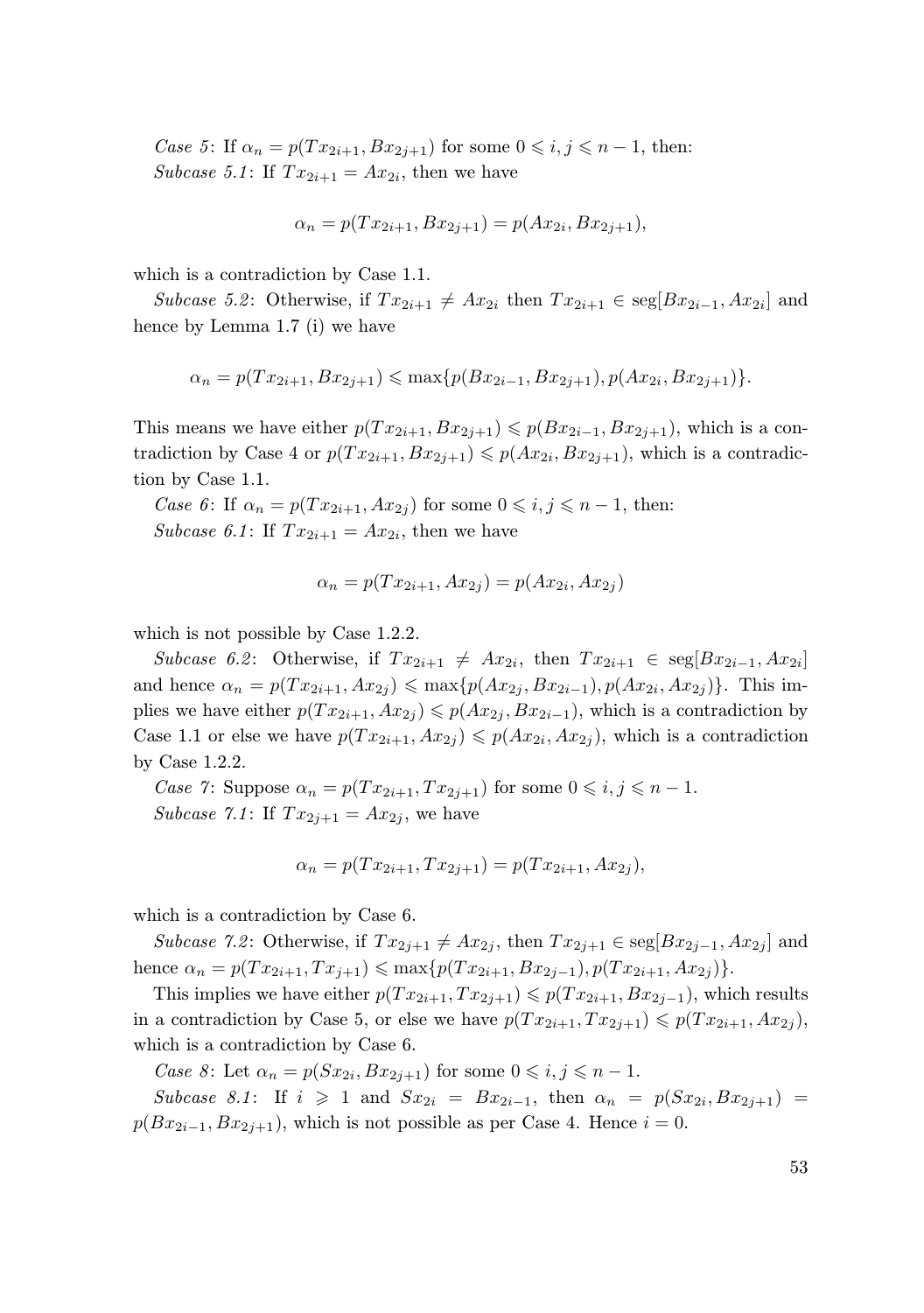*Case 5*: If $\alpha_n = p(Tx_{2i+1}, Bx_{2j+1})$ for some $0 \leqslant i, j \leqslant n-1$, then:

*Subcase 5.1*: If $Tx_{2i+1} = Ax_{2i}$, then we have

$$\alpha_n = p(Tx_{2i+1}, Bx_{2j+1}) = p(Ax_{2i}, Bx_{2j+1}),$$

which is a contradiction by Case 1.1.

*Subcase 5.2*: Otherwise, if $Tx_{2i+1} \neq Ax_{2i}$ then $Tx_{2i+1} \in \operatorname{seg}[Bx_{2i-1}, Ax_{2i}]$ and hence by Lemma 1.7 (i) we have

$$\alpha_n = p(Tx_{2i+1}, Bx_{2j+1}) \leqslant \max\{p(Bx_{2i-1}, Bx_{2j+1}), p(Ax_{2i}, Bx_{2j+1})\}.$$

This means we have either $p(Tx_{2i+1}, Bx_{2j+1}) \leqslant p(Bx_{2i-1}, Bx_{2j+1})$, which is a contradiction by Case 4 or $p(Tx_{2i+1}, Bx_{2j+1}) \leqslant p(Ax_{2i}, Bx_{2j+1})$, which is a contradiction by Case 1.1.

*Case 6*: If $\alpha_n = p(Tx_{2i+1}, Ax_{2j})$ for some $0 \leqslant i, j \leqslant n-1$, then:

*Subcase 6.1*: If $Tx_{2i+1} = Ax_{2i}$, then we have

$$\alpha_n = p(Tx_{2i+1}, Ax_{2j}) = p(Ax_{2i}, Ax_{2j})$$

which is not possible by Case 1.2.2.

*Subcase 6.2*: Otherwise, if $Tx_{2i+1} \neq Ax_{2i}$, then $Tx_{2i+1} \in \operatorname{seg}[Bx_{2i-1}, Ax_{2i}]$ and hence $\alpha_n = p(Tx_{2i+1}, Ax_{2j}) \leqslant \max\{p(Ax_{2j}, Bx_{2i-1}), p(Ax_{2i}, Ax_{2j})\}$. This implies we have either $p(Tx_{2i+1}, Ax_{2j}) \leqslant p(Ax_{2j}, Bx_{2i-1})$, which is a contradiction by Case 1.1 or else we have $p(Tx_{2i+1}, Ax_{2j}) \leqslant p(Ax_{2i}, Ax_{2j})$, which is a contradiction by Case 1.2.2.

*Case 7*: Suppose $\alpha_n = p(Tx_{2i+1}, Tx_{2j+1})$ for some $0 \leqslant i, j \leqslant n-1$.

*Subcase 7.1*: If $Tx_{2j+1} = Ax_{2j}$, we have

$$\alpha_n = p(Tx_{2i+1}, Tx_{2j+1}) = p(Tx_{2i+1}, Ax_{2j}),$$

which is a contradiction by Case 6.

*Subcase 7.2*: Otherwise, if $Tx_{2j+1} \neq Ax_{2j}$, then $Tx_{2j+1} \in \operatorname{seg}[Bx_{2j-1}, Ax_{2j}]$ and hence $\alpha_n = p(Tx_{2i+1}, Tx_{j+1}) \leqslant \max\{p(Tx_{2i+1}, Bx_{2j-1}), p(Tx_{2i+1}, Ax_{2j})\}$.

This implies we have either $p(Tx_{2i+1}, Tx_{2j+1}) \leqslant p(Tx_{2i+1}, Bx_{2j-1})$, which results in a contradiction by Case 5, or else we have $p(Tx_{2i+1}, Tx_{2j+1}) \leqslant p(Tx_{2i+1}, Ax_{2j})$, which is a contradiction by Case 6.

*Case 8*: Let $\alpha_n = p(Sx_{2i}, Bx_{2j+1})$ for some $0 \leqslant i, j \leqslant n-1$.

*Subcase 8.1*: If $i \geqslant 1$ and $Sx_{2i} = Bx_{2i-1}$, then $\alpha_n = p(Sx_{2i}, Bx_{2j+1}) = p(Bx_{2i-1}, Bx_{2j+1})$, which is not possible as per Case 4. Hence $i = 0$.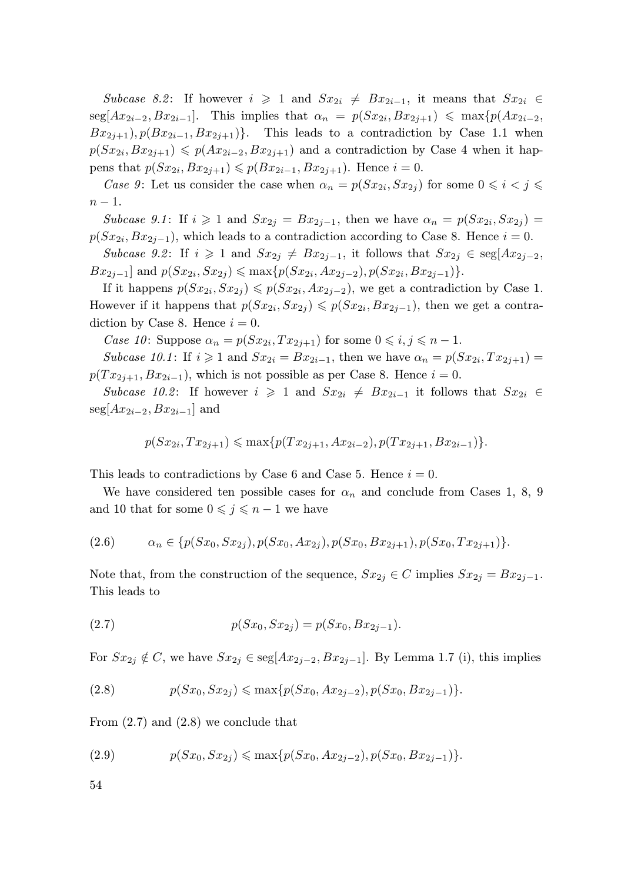*Subcase 8.2*: If however $i \geqslant 1$ and $Sx_{2i} \neq Bx_{2i-1}$, it means that $Sx_{2i} \in \operatorname{seg}[Ax_{2i-2}, Bx_{2i-1}]$. This implies that $\alpha_n = p(Sx_{2i}, Bx_{2j+1}) \leqslant \max\{p(Ax_{2i-2}, Bx_{2j+1}), p(Bx_{2i-1}, Bx_{2j+1})\}$. This leads to a contradiction by Case 1.1 when $p(Sx_{2i}, Bx_{2j+1}) \leqslant p(Ax_{2i-2}, Bx_{2j+1})$ and a contradiction by Case 4 when it happens that $p(Sx_{2i}, Bx_{2j+1}) \leqslant p(Bx_{2i-1}, Bx_{2j+1})$. Hence $i = 0$.

*Case 9*: Let us consider the case when $\alpha_n = p(Sx_{2i}, Sx_{2j})$ for some $0 \leqslant i < j \leqslant n-1$.

*Subcase 9.1*: If $i \geqslant 1$ and $Sx_{2j} = Bx_{2j-1}$, then we have $\alpha_n = p(Sx_{2i}, Sx_{2j}) = p(Sx_{2i}, Bx_{2j-1})$, which leads to a contradiction according to Case 8. Hence $i = 0$.

*Subcase 9.2*: If $i \geqslant 1$ and $Sx_{2j} \neq Bx_{2j-1}$, it follows that $Sx_{2j} \in \operatorname{seg}[Ax_{2j-2}, Bx_{2j-1}]$ and $p(Sx_{2i}, Sx_{2j}) \leqslant \max\{p(Sx_{2i}, Ax_{2j-2}), p(Sx_{2i}, Bx_{2j-1})\}$.

If it happens $p(Sx_{2i}, Sx_{2j}) \leqslant p(Sx_{2i}, Ax_{2j-2})$, we get a contradiction by Case 1. However if it happens that $p(Sx_{2i}, Sx_{2j}) \leqslant p(Sx_{2i}, Bx_{2j-1})$, then we get a contradiction by Case 8. Hence $i = 0$.

*Case 10*: Suppose $\alpha_n = p(Sx_{2i}, Tx_{2j+1})$ for some $0 \leqslant i, j \leqslant n-1$.

*Subcase 10.1*: If $i \geqslant 1$ and $Sx_{2i} = Bx_{2i-1}$, then we have $\alpha_n = p(Sx_{2i}, Tx_{2j+1}) = p(Tx_{2j+1}, Bx_{2i-1})$, which is not possible as per Case 8. Hence $i = 0$.

*Subcase 10.2*: If however $i \geqslant 1$ and $Sx_{2i} \neq Bx_{2i-1}$ it follows that $Sx_{2i} \in \operatorname{seg}[Ax_{2i-2}, Bx_{2i-1}]$ and

$$p(Sx_{2i}, Tx_{2j+1}) \leqslant \max\{p(Tx_{2j+1}, Ax_{2i-2}), p(Tx_{2j+1}, Bx_{2i-1})\}.$$

This leads to contradictions by Case 6 and Case 5. Hence $i = 0$.

We have considered ten possible cases for $\alpha_n$ and conclude from Cases 1, 8, 9 and 10 that for some $0 \leqslant j \leqslant n-1$ we have

$$\alpha_n \in \{p(Sx_0, Sx_{2j}), p(Sx_0, Ax_{2j}), p(Sx_0, Bx_{2j+1}), p(Sx_0, Tx_{2j+1})\}. \tag{2.6}$$

Note that, from the construction of the sequence, $Sx_{2j} \in C$ implies $Sx_{2j} = Bx_{2j-1}$. This leads to

$$p(Sx_0, Sx_{2j}) = p(Sx_0, Bx_{2j-1}). \tag{2.7}$$

For $Sx_{2j} \notin C$, we have $Sx_{2j} \in \operatorname{seg}[Ax_{2j-2}, Bx_{2j-1}]$. By Lemma 1.7 (i), this implies

$$p(Sx_0, Sx_{2j}) \leqslant \max\{p(Sx_0, Ax_{2j-2}), p(Sx_0, Bx_{2j-1})\}. \tag{2.8}$$

From (2.7) and (2.8) we conclude that

$$p(Sx_0, Sx_{2j}) \leqslant \max\{p(Sx_0, Ax_{2j-2}), p(Sx_0, Bx_{2j-1})\}. \tag{2.9}$$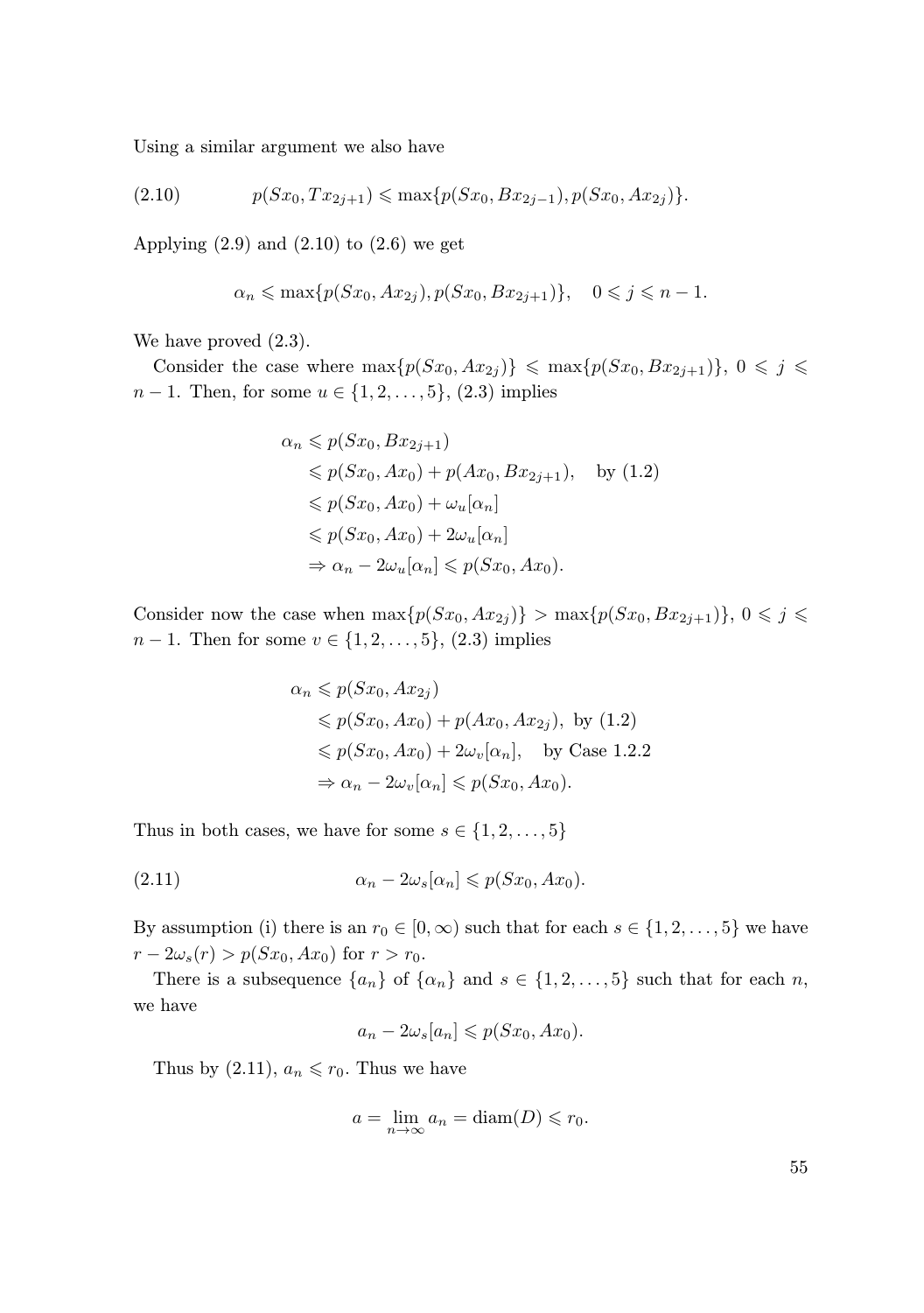Using a similar argument we also have

$$p(Sx_0, Tx_{2j+1}) \leqslant \max\{p(Sx_0, Bx_{2j-1}), p(Sx_0, Ax_{2j})\}. \tag{2.10}$$

Applying (2.9) and (2.10) to (2.6) we get

$$\alpha_n \leqslant \max\{p(Sx_0, Ax_{2j}), p(Sx_0, Bx_{2j+1})\}, \quad 0 \leqslant j \leqslant n-1.$$

We have proved (2.3).

Consider the case where $\max\{p(Sx_0, Ax_{2j})\} \leqslant \max\{p(Sx_0, Bx_{2j+1})\}$, $0 \leqslant j \leqslant n-1$. Then, for some $u \in \{1, 2, \ldots, 5\}$, (2.3) implies

$$\begin{aligned}
\alpha_n &\leqslant p(Sx_0, Bx_{2j+1}) \\
&\leqslant p(Sx_0, Ax_0) + p(Ax_0, Bx_{2j+1}), \quad \text{by (1.2)} \\
&\leqslant p(Sx_0, Ax_0) + \omega_u[\alpha_n] \\
&\leqslant p(Sx_0, Ax_0) + 2\omega_u[\alpha_n] \\
&\Rightarrow \alpha_n - 2\omega_u[\alpha_n] \leqslant p(Sx_0, Ax_0).
\end{aligned}$$

Consider now the case when $\max\{p(Sx_0, Ax_{2j})\} > \max\{p(Sx_0, Bx_{2j+1})\}$, $0 \leqslant j \leqslant n-1$. Then for some $v \in \{1, 2, \ldots, 5\}$, (2.3) implies

$$\begin{aligned}
\alpha_n &\leqslant p(Sx_0, Ax_{2j}) \\
&\leqslant p(Sx_0, Ax_0) + p(Ax_0, Ax_{2j}), \text{ by (1.2)} \\
&\leqslant p(Sx_0, Ax_0) + 2\omega_v[\alpha_n], \quad \text{by Case 1.2.2} \\
&\Rightarrow \alpha_n - 2\omega_v[\alpha_n] \leqslant p(Sx_0, Ax_0).
\end{aligned}$$

Thus in both cases, we have for some $s \in \{1, 2, \ldots, 5\}$

$$\alpha_n - 2\omega_s[\alpha_n] \leqslant p(Sx_0, Ax_0). \tag{2.11}$$

By assumption (i) there is an $r_0 \in [0, \infty)$ such that for each $s \in \{1, 2, \ldots, 5\}$ we have $r - 2\omega_s(r) > p(Sx_0, Ax_0)$ for $r > r_0$.

There is a subsequence $\{a_n\}$ of $\{\alpha_n\}$ and $s \in \{1, 2, \ldots, 5\}$ such that for each $n$, we have

$$a_n - 2\omega_s[a_n] \leqslant p(Sx_0, Ax_0).$$

Thus by (2.11), $a_n \leqslant r_0$. Thus we have

$$a = \lim_{n\to\infty} a_n = \operatorname{diam}(D) \leqslant r_0.$$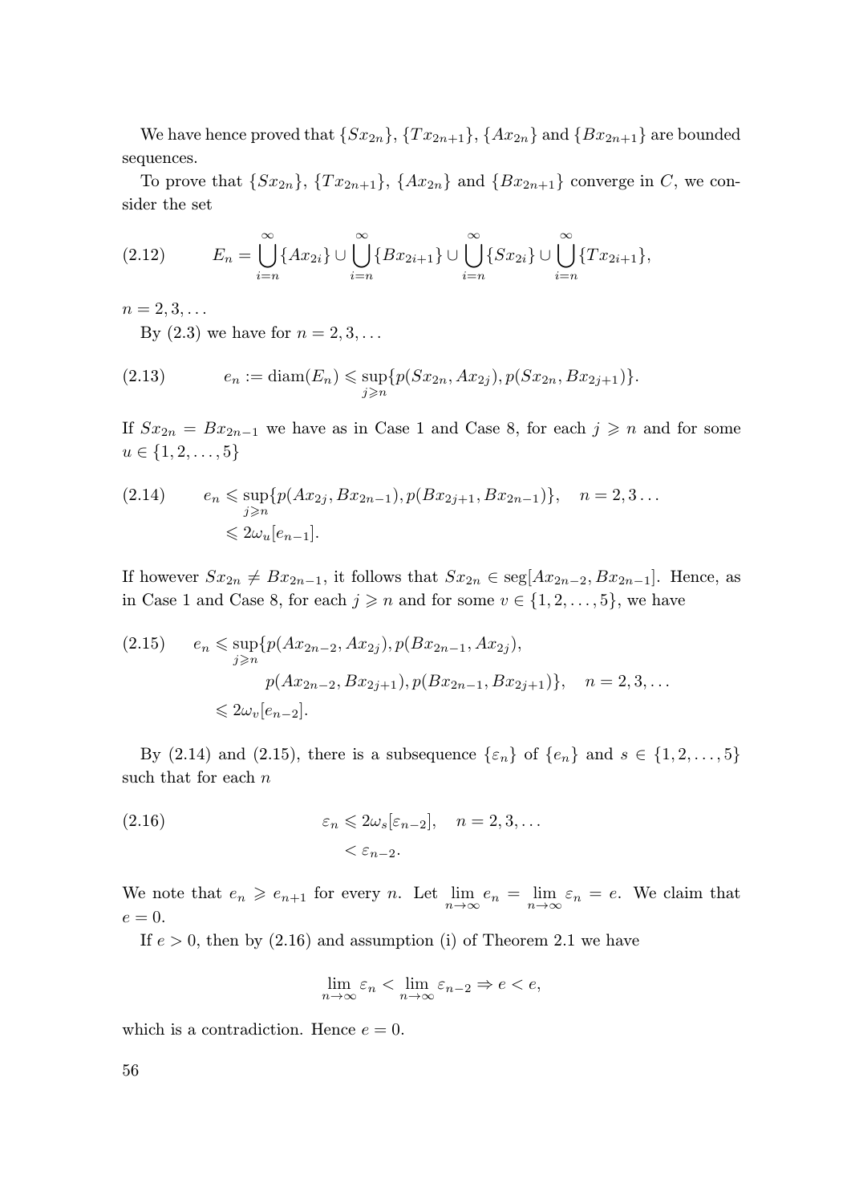We have hence proved that $\{Sx_{2n}\}$, $\{Tx_{2n+1}\}$, $\{Ax_{2n}\}$ and $\{Bx_{2n+1}\}$ are bounded sequences.

To prove that $\{Sx_{2n}\}$, $\{Tx_{2n+1}\}$, $\{Ax_{2n}\}$ and $\{Bx_{2n+1}\}$ converge in $C$, we consider the set

$$E_n = \bigcup_{i=n}^{\infty}\{Ax_{2i}\} \cup \bigcup_{i=n}^{\infty}\{Bx_{2i+1}\} \cup \bigcup_{i=n}^{\infty}\{Sx_{2i}\} \cup \bigcup_{i=n}^{\infty}\{Tx_{2i+1}\}, \tag{2.12}$$

$n = 2, 3, \ldots$

By (2.3) we have for $n = 2, 3, \ldots$

$$e_n := \operatorname{diam}(E_n) \leqslant \sup_{j \geqslant n}\{p(Sx_{2n}, Ax_{2j}), p(Sx_{2n}, Bx_{2j+1})\}. \tag{2.13}$$

If $Sx_{2n} = Bx_{2n-1}$ we have as in Case 1 and Case 8, for each $j \geqslant n$ and for some $u \in \{1, 2, \ldots, 5\}$

$$\begin{aligned} e_n &\leqslant \sup_{j \geqslant n}\{p(Ax_{2j}, Bx_{2n-1}), p(Bx_{2j+1}, Bx_{2n-1})\}, \quad n = 2, 3 \ldots \\ &\leqslant 2\omega_u[e_{n-1}]. \end{aligned} \tag{2.14}$$

If however $Sx_{2n} \neq Bx_{2n-1}$, it follows that $Sx_{2n} \in \operatorname{seg}[Ax_{2n-2}, Bx_{2n-1}]$. Hence, as in Case 1 and Case 8, for each $j \geqslant n$ and for some $v \in \{1, 2, \ldots, 5\}$, we have

$$\begin{aligned} e_n \leqslant \sup_{j \geqslant n}\{&p(Ax_{2n-2}, Ax_{2j}), p(Bx_{2n-1}, Ax_{2j}), \\ &p(Ax_{2n-2}, Bx_{2j+1}), p(Bx_{2n-1}, Bx_{2j+1})\}, \quad n = 2, 3, \ldots \\ \leqslant\ & 2\omega_v[e_{n-2}]. \end{aligned} \tag{2.15}$$

By (2.14) and (2.15), there is a subsequence $\{\varepsilon_n\}$ of $\{e_n\}$ and $s \in \{1, 2, \ldots, 5\}$ such that for each $n$

$$\begin{aligned} \varepsilon_n &\leqslant 2\omega_s[\varepsilon_{n-2}], \quad n = 2, 3, \ldots \\ &< \varepsilon_{n-2}. \end{aligned} \tag{2.16}$$

We note that $e_n \geqslant e_{n+1}$ for every $n$. Let $\lim_{n\to\infty} e_n = \lim_{n\to\infty} \varepsilon_n = e$. We claim that $e = 0$.

If $e > 0$, then by (2.16) and assumption (i) of Theorem 2.1 we have

$$\lim_{n\to\infty} \varepsilon_n < \lim_{n\to\infty} \varepsilon_{n-2} \Rightarrow e < e,$$

which is a contradiction. Hence $e = 0$.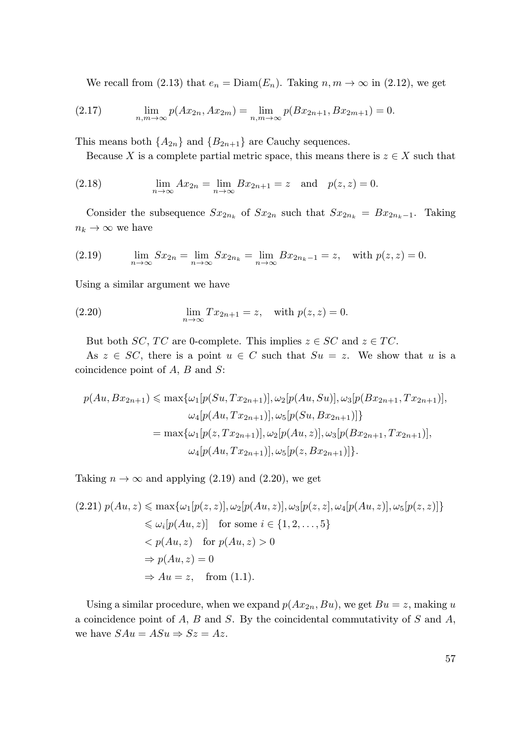We recall from (2.13) that $e_n = \text{Diam}(E_n)$. Taking $n, m \to \infty$ in (2.12), we get

$$\lim_{n,m\to\infty} p(Ax_{2n}, Ax_{2m}) = \lim_{n,m\to\infty} p(Bx_{2n+1}, Bx_{2m+1}) = 0. \tag{2.17}$$

This means both $\{A_{2n}\}$ and $\{B_{2n+1}\}$ are Cauchy sequences.

Because $X$ is a complete partial metric space, this means there is $z \in X$ such that

$$\lim_{n\to\infty} Ax_{2n} = \lim_{n\to\infty} Bx_{2n+1} = z \quad \text{and} \quad p(z,z) = 0. \tag{2.18}$$

Consider the subsequence $Sx_{2n_k}$ of $Sx_{2n}$ such that $Sx_{2n_k} = Bx_{2n_k-1}$. Taking $n_k \to \infty$ we have

$$\lim_{n\to\infty} Sx_{2n} = \lim_{n\to\infty} Sx_{2n_k} = \lim_{n\to\infty} Bx_{2n_k-1} = z, \quad \text{with } p(z,z) = 0. \tag{2.19}$$

Using a similar argument we have

$$\lim_{n\to\infty} Tx_{2n+1} = z, \quad \text{with } p(z,z) = 0. \tag{2.20}$$

But both $SC$, $TC$ are 0-complete. This implies $z \in SC$ and $z \in TC$.

As $z \in SC$, there is a point $u \in C$ such that $Su = z$. We show that $u$ is a coincidence point of $A$, $B$ and $S$:

$$\begin{aligned}
p(Au, Bx_{2n+1}) \leqslant \max\{&\omega_1[p(Su, Tx_{2n+1})], \omega_2[p(Au, Su)], \omega_3[p(Bx_{2n+1}, Tx_{2n+1})],\\
&\omega_4[p(Au, Tx_{2n+1})], \omega_5[p(Su, Bx_{2n+1})]\}\\
= \max\{&\omega_1[p(z, Tx_{2n+1})], \omega_2[p(Au, z)], \omega_3[p(Bx_{2n+1}, Tx_{2n+1})],\\
&\omega_4[p(Au, Tx_{2n+1})], \omega_5[p(z, Bx_{2n+1})]\}.
\end{aligned}$$

Taking $n \to \infty$ and applying (2.19) and (2.20), we get

$$\begin{aligned}
p(Au, z) &\leqslant \max\{\omega_1[p(z,z)], \omega_2[p(Au, z)], \omega_3[p(z,z], \omega_4[p(Au, z)], \omega_5[p(z,z)]\}\\
&\leqslant \omega_i[p(Au, z)] \quad \text{for some } i \in \{1, 2, \ldots, 5\}\\
&< p(Au, z) \quad \text{for } p(Au, z) > 0\\
&\Rightarrow p(Au, z) = 0\\
&\Rightarrow Au = z, \quad \text{from (1.1)}.
\end{aligned} \tag{2.21}$$

Using a similar procedure, when we expand $p(Ax_{2n}, Bu)$, we get $Bu = z$, making $u$ a coincidence point of $A$, $B$ and $S$. By the coincidental commutativity of $S$ and $A$, we have $SAu = ASu \Rightarrow Sz = Az$.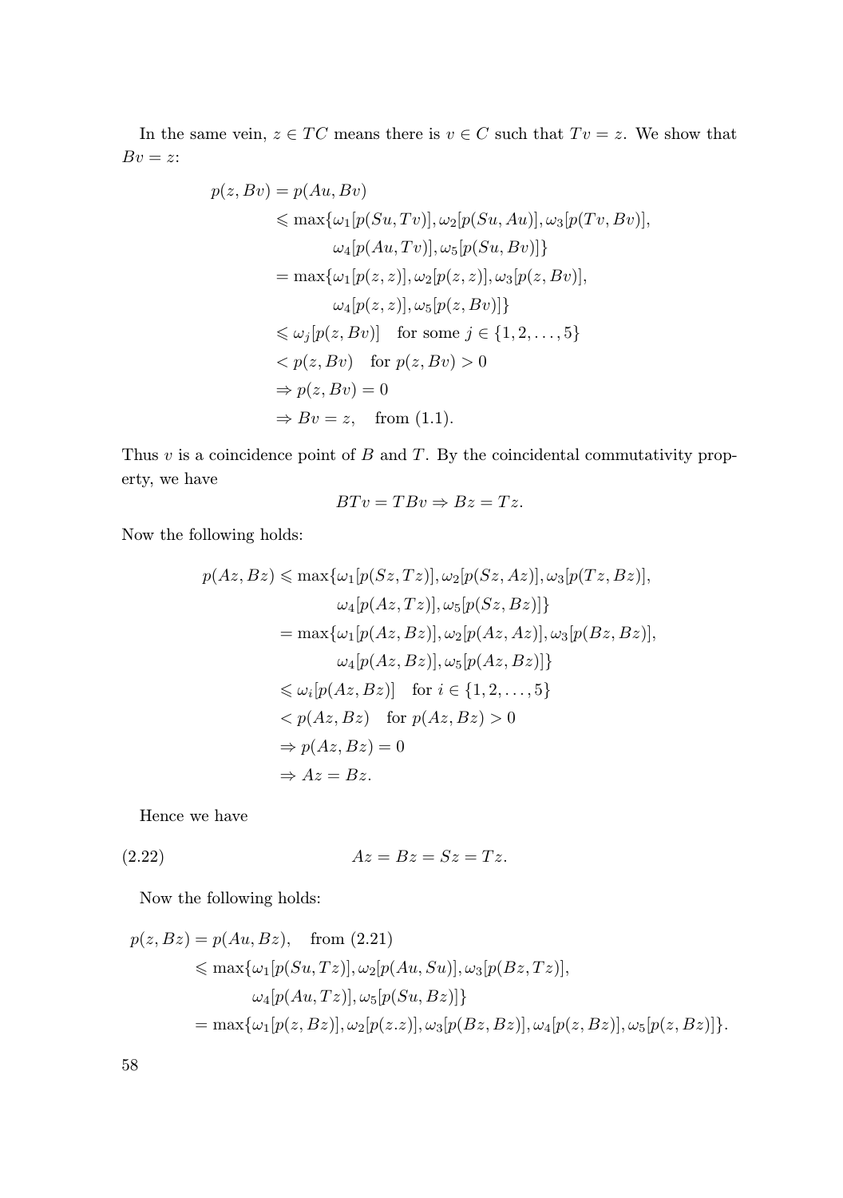In the same vein, $z \in TC$ means there is $v \in C$ such that $Tv = z$. We show that $Bv = z$:

$$
\begin{aligned}
p(z, Bv) &= p(Au, Bv) \\
&\leqslant \max\{\omega_1[p(Su, Tv)], \omega_2[p(Su, Au)], \omega_3[p(Tv, Bv)], \\
&\qquad \omega_4[p(Au, Tv)], \omega_5[p(Su, Bv)]\} \\
&= \max\{\omega_1[p(z, z)], \omega_2[p(z, z)], \omega_3[p(z, Bv)], \\
&\qquad \omega_4[p(z, z)], \omega_5[p(z, Bv)]\} \\
&\leqslant \omega_j[p(z, Bv)] \quad \text{for some } j \in \{1, 2, \ldots, 5\} \\
&< p(z, Bv) \quad \text{for } p(z, Bv) > 0 \\
&\Rightarrow p(z, Bv) = 0 \\
&\Rightarrow Bv = z, \quad \text{from (1.1)}.
\end{aligned}
$$

Thus $v$ is a coincidence point of $B$ and $T$. By the coincidental commutativity property, we have

$$
BTv = TBv \Rightarrow Bz = Tz.
$$

Now the following holds:

$$
\begin{aligned}
p(Az, Bz) &\leqslant \max\{\omega_1[p(Sz, Tz)], \omega_2[p(Sz, Az)], \omega_3[p(Tz, Bz)], \\
&\qquad \omega_4[p(Az, Tz)], \omega_5[p(Sz, Bz)]\} \\
&= \max\{\omega_1[p(Az, Bz)], \omega_2[p(Az, Az)], \omega_3[p(Bz, Bz)], \\
&\qquad \omega_4[p(Az, Bz)], \omega_5[p(Az, Bz)]\} \\
&\leqslant \omega_i[p(Az, Bz)] \quad \text{for } i \in \{1, 2, \ldots, 5\} \\
&< p(Az, Bz) \quad \text{for } p(Az, Bz) > 0 \\
&\Rightarrow p(Az, Bz) = 0 \\
&\Rightarrow Az = Bz.
\end{aligned}
$$

Hence we have

$$
Az = Bz = Sz = Tz. \tag{2.22}
$$

Now the following holds:

$$
\begin{aligned}
p(z, Bz) &= p(Au, Bz), \quad \text{from (2.21)} \\
&\leqslant \max\{\omega_1[p(Su, Tz)], \omega_2[p(Au, Su)], \omega_3[p(Bz, Tz)], \\
&\qquad \omega_4[p(Au, Tz)], \omega_5[p(Su, Bz)]\} \\
&= \max\{\omega_1[p(z, Bz)], \omega_2[p(z.z)], \omega_3[p(Bz, Bz)], \omega_4[p(z, Bz)], \omega_5[p(z, Bz)]\}.
\end{aligned}
$$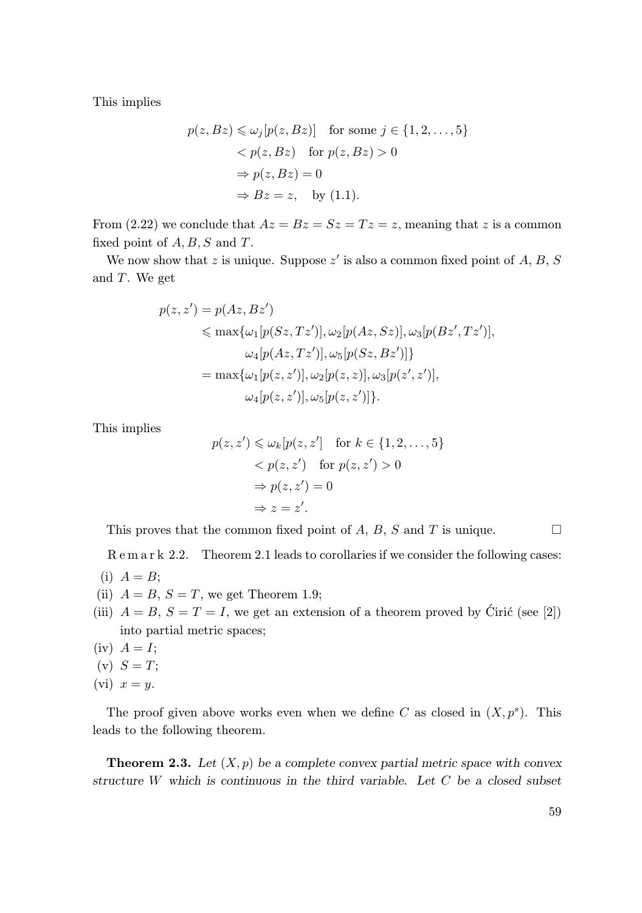This implies

$$
\begin{aligned}
p(z, Bz) &\leqslant \omega_j[p(z, Bz)] \quad \text{for some } j \in \{1, 2, \ldots, 5\} \\
&< p(z, Bz) \quad \text{for } p(z, Bz) > 0 \\
&\Rightarrow p(z, Bz) = 0 \\
&\Rightarrow Bz = z, \quad \text{by (1.1).}
\end{aligned}
$$

From (2.22) we conclude that $Az = Bz = Sz = Tz = z$, meaning that $z$ is a common fixed point of $A, B, S$ and $T$.

We now show that $z$ is unique. Suppose $z'$ is also a common fixed point of $A$, $B$, $S$ and $T$. We get

$$
\begin{aligned}
p(z, z') &= p(Az, Bz') \\
&\leqslant \max\{\omega_1[p(Sz, Tz')], \omega_2[p(Az, Sz)], \omega_3[p(Bz', Tz')], \\
&\qquad \omega_4[p(Az, Tz')], \omega_5[p(Sz, Bz')]\} \\
&= \max\{\omega_1[p(z, z')], \omega_2[p(z, z)], \omega_3[p(z', z')], \\
&\qquad \omega_4[p(z, z')], \omega_5[p(z, z')]\}.
\end{aligned}
$$

This implies

$$
\begin{aligned}
p(z, z') &\leqslant \omega_k[p(z, z'] \quad \text{for } k \in \{1, 2, \ldots, 5\} \\
&< p(z, z') \quad \text{for } p(z, z') > 0 \\
&\Rightarrow p(z, z') = 0 \\
&\Rightarrow z = z'.
\end{aligned}
$$

This proves that the common fixed point of $A$, $B$, $S$ and $T$ is unique. □

Remark 2.2. Theorem 2.1 leads to corollaries if we consider the following cases:

(i) $A = B$;

(ii) $A = B$, $S = T$, we get Theorem 1.9;

(iii) $A = B$, $S = T = I$, we get an extension of a theorem proved by Ćirić (see [2]) into partial metric spaces;

(iv) $A = I$;

(v) $S = T$;

(vi) $x = y$.

The proof given above works even when we define $C$ as closed in $(X, p^s)$. This leads to the following theorem.

**Theorem 2.3.** *Let $(X, p)$ be a complete convex partial metric space with convex structure $W$ which is continuous in the third variable. Let $C$ be a closed subset*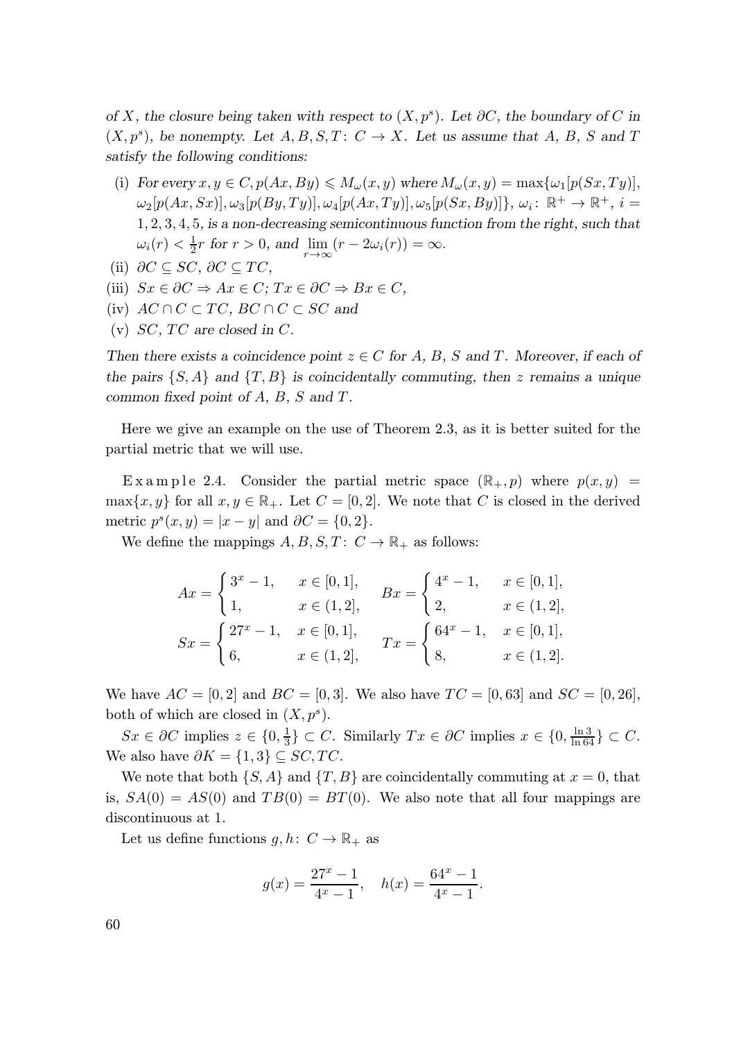*of $X$, the closure being taken with respect to $(X, p^s)$. Let $\partial C$, the boundary of $C$ in $(X, p^s)$, be nonempty. Let $A, B, S, T\colon C \to X$. Let us assume that $A$, $B$, $S$ and $T$ satisfy the following conditions:*

- (i) *For every $x, y \in C, p(Ax, By) \leqslant M_\omega(x, y)$ where $M_\omega(x, y) = \max\{\omega_1[p(Sx, Ty)], \omega_2[p(Ax, Sx)], \omega_3[p(By, Ty)], \omega_4[p(Ax, Ty)], \omega_5[p(Sx, By)]\}$, $\omega_i\colon \mathbb{R}^+ \to \mathbb{R}^+$, $i = 1, 2, 3, 4, 5$, is a non-decreasing semicontinuous function from the right, such that $\omega_i(r) < \frac{1}{2}r$ for $r > 0$, and $\lim\limits_{r\to\infty}(r - 2\omega_i(r)) = \infty$.*
- (ii) *$\partial C \subseteq SC$, $\partial C \subseteq TC$,*
- (iii) *$Sx \in \partial C \Rightarrow Ax \in C$; $Tx \in \partial C \Rightarrow Bx \in C$,*
- (iv) *$AC \cap C \subset TC$, $BC \cap C \subset SC$ and*
- (v) *$SC$, $TC$ are closed in $C$.*

*Then there exists a coincidence point $z \in C$ for $A$, $B$, $S$ and $T$. Moreover, if each of the pairs $\{S, A\}$ and $\{T, B\}$ is coincidentally commuting, then $z$ remains a unique common fixed point of $A$, $B$, $S$ and $T$.*

Here we give an example on the use of Theorem 2.3, as it is better suited for the partial metric that we will use.

Example 2.4. Consider the partial metric space $(\mathbb{R}_+, p)$ where $p(x, y) = \max\{x, y\}$ for all $x, y \in \mathbb{R}_+$. Let $C = [0, 2]$. We note that $C$ is closed in the derived metric $p^s(x, y) = |x - y|$ and $\partial C = \{0, 2\}$.

We define the mappings $A, B, S, T\colon C \to \mathbb{R}_+$ as follows:

$$Ax = \begin{cases} 3^x - 1, & x \in [0, 1], \\ 1, & x \in (1, 2], \end{cases} \quad Bx = \begin{cases} 4^x - 1, & x \in [0, 1], \\ 2, & x \in (1, 2], \end{cases}$$

$$Sx = \begin{cases} 27^x - 1, & x \in [0, 1], \\ 6, & x \in (1, 2], \end{cases} \quad Tx = \begin{cases} 64^x - 1, & x \in [0, 1], \\ 8, & x \in (1, 2]. \end{cases}$$

We have $AC = [0, 2]$ and $BC = [0, 3]$. We also have $TC = [0, 63]$ and $SC = [0, 26]$, both of which are closed in $(X, p^s)$.

$Sx \in \partial C$ implies $z \in \{0, \frac{1}{3}\} \subset C$. Similarly $Tx \in \partial C$ implies $x \in \{0, \frac{\ln 3}{\ln 64}\} \subset C$. We also have $\partial K = \{1, 3\} \subseteq SC, TC$.

We note that both $\{S, A\}$ and $\{T, B\}$ are coincidentally commuting at $x = 0$, that is, $SA(0) = AS(0)$ and $TB(0) = BT(0)$. We also note that all four mappings are discontinuous at 1.

Let us define functions $g, h\colon C \to \mathbb{R}_+$ as

$$g(x) = \frac{27^x - 1}{4^x - 1}, \quad h(x) = \frac{64^x - 1}{4^x - 1}.$$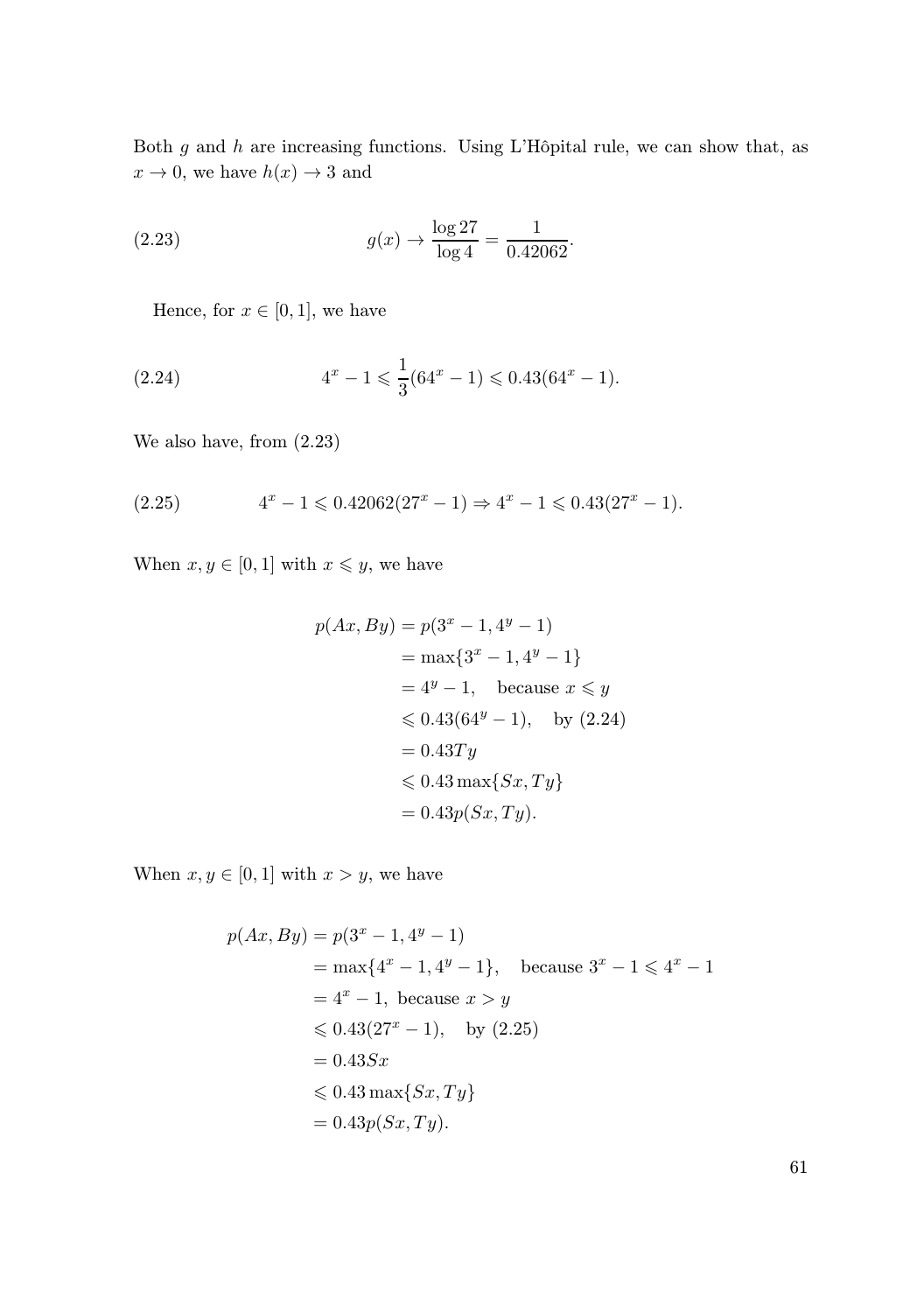Both $g$ and $h$ are increasing functions. Using L'Hôpital rule, we can show that, as $x \to 0$, we have $h(x) \to 3$ and

$$g(x) \to \frac{\log 27}{\log 4} = \frac{1}{0.42062}. \tag{2.23}$$

Hence, for $x \in [0,1]$, we have

$$4^x - 1 \leqslant \frac{1}{3}(64^x - 1) \leqslant 0.43(64^x - 1). \tag{2.24}$$

We also have, from (2.23)

$$4^x - 1 \leqslant 0.42062(27^x - 1) \Rightarrow 4^x - 1 \leqslant 0.43(27^x - 1). \tag{2.25}$$

When $x, y \in [0,1]$ with $x \leqslant y$, we have

$$\begin{aligned}
p(Ax, By) &= p(3^x - 1, 4^y - 1) \\
&= \max\{3^x - 1, 4^y - 1\} \\
&= 4^y - 1, \quad \text{because } x \leqslant y \\
&\leqslant 0.43(64^y - 1), \quad \text{by (2.24)} \\
&= 0.43Ty \\
&\leqslant 0.43 \max\{Sx, Ty\} \\
&= 0.43p(Sx, Ty).
\end{aligned}$$

When $x, y \in [0,1]$ with $x > y$, we have

$$\begin{aligned}
p(Ax, By) &= p(3^x - 1, 4^y - 1) \\
&= \max\{4^x - 1, 4^y - 1\}, \quad \text{because } 3^x - 1 \leqslant 4^x - 1 \\
&= 4^x - 1, \text{ because } x > y \\
&\leqslant 0.43(27^x - 1), \quad \text{by (2.25)} \\
&= 0.43Sx \\
&\leqslant 0.43 \max\{Sx, Ty\} \\
&= 0.43p(Sx, Ty).
\end{aligned}$$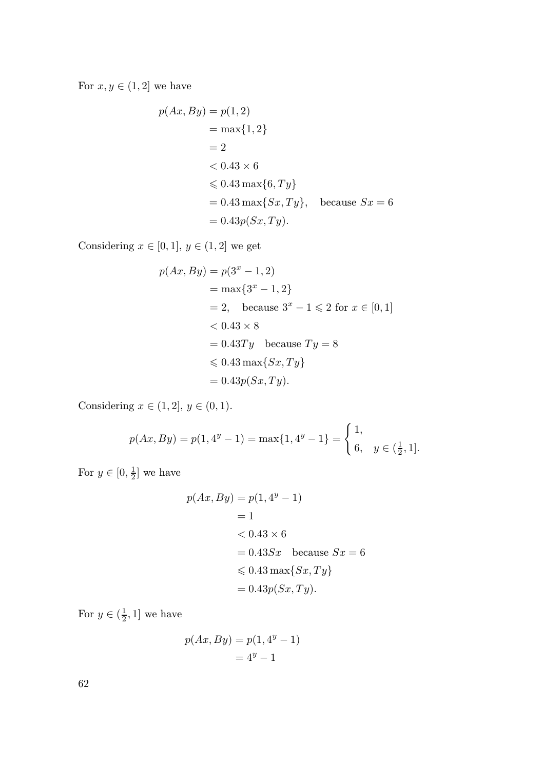For $x, y \in (1, 2]$ we have

$$
\begin{aligned}
p(Ax, By) &= p(1, 2) \\
&= \max\{1, 2\} \\
&= 2 \\
&< 0.43 \times 6 \\
&\leqslant 0.43 \max\{6, Ty\} \\
&= 0.43 \max\{Sx, Ty\}, \quad \text{because } Sx = 6 \\
&= 0.43 p(Sx, Ty).
\end{aligned}
$$

Considering $x \in [0, 1]$, $y \in (1, 2]$ we get

$$
\begin{aligned}
p(Ax, By) &= p(3^x - 1, 2) \\
&= \max\{3^x - 1, 2\} \\
&= 2, \quad \text{because } 3^x - 1 \leqslant 2 \text{ for } x \in [0, 1] \\
&< 0.43 \times 8 \\
&= 0.43 Ty \quad \text{because } Ty = 8 \\
&\leqslant 0.43 \max\{Sx, Ty\} \\
&= 0.43 p(Sx, Ty).
\end{aligned}
$$

Considering $x \in (1, 2]$, $y \in (0, 1)$.

$$
p(Ax, By) = p(1, 4^y - 1) = \max\{1, 4^y - 1\} = \begin{cases} 1, & \\ 6, & y \in (\frac{1}{2}, 1]. \end{cases}
$$

For $y \in [0, \frac{1}{2}]$ we have

$$
\begin{aligned}
p(Ax, By) &= p(1, 4^y - 1) \\
&= 1 \\
&< 0.43 \times 6 \\
&= 0.43 Sx \quad \text{because } Sx = 6 \\
&\leqslant 0.43 \max\{Sx, Ty\} \\
&= 0.43 p(Sx, Ty).
\end{aligned}
$$

For $y \in (\frac{1}{2}, 1]$ we have

$$
\begin{aligned}
p(Ax, By) &= p(1, 4^y - 1) \\
&= 4^y - 1
\end{aligned}
$$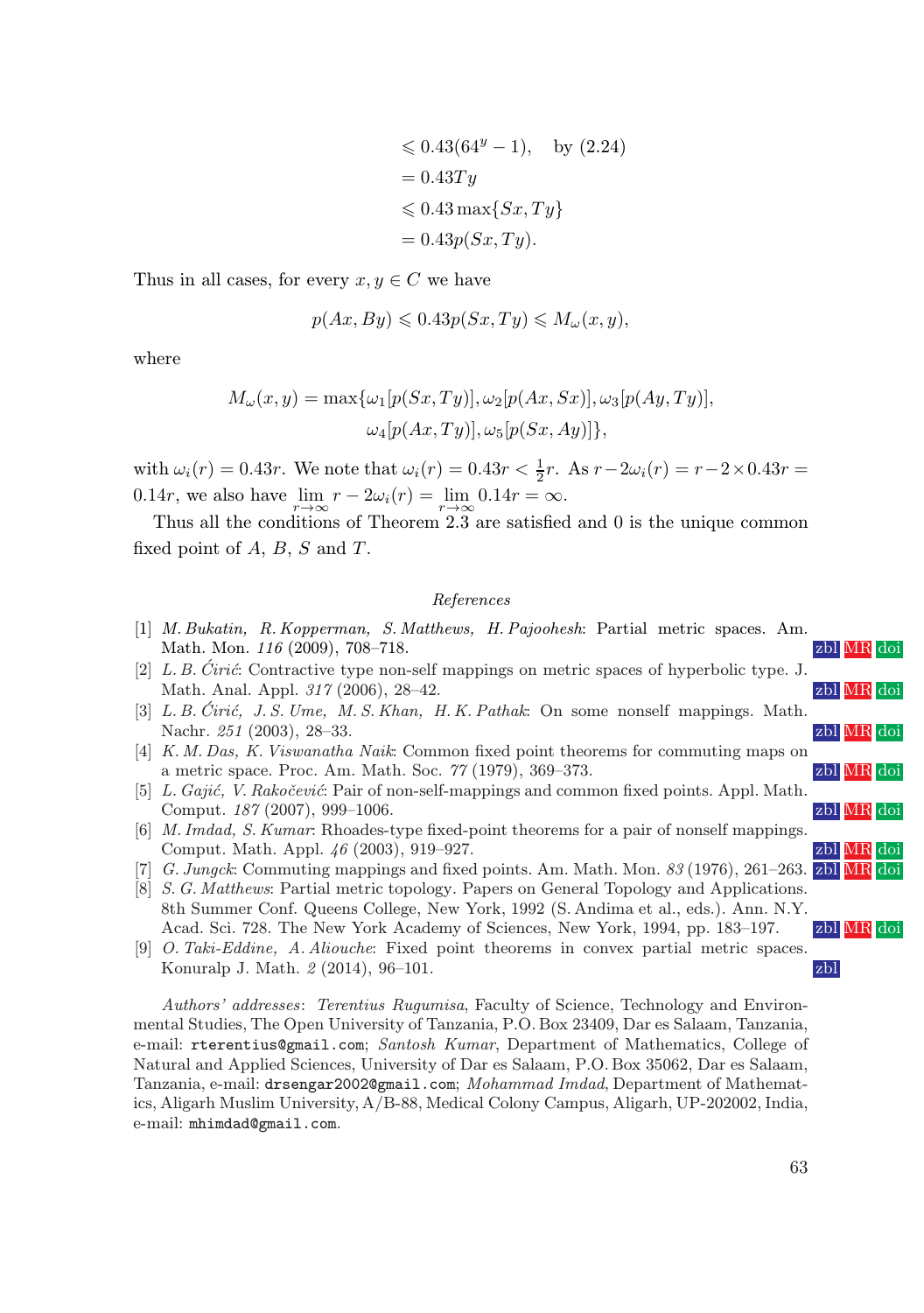$$
\begin{aligned}
&\leqslant 0.43(64^y - 1), \quad \text{by (2.24)} \\
&= 0.43Ty \\
&\leqslant 0.43 \max\{Sx, Ty\} \\
&= 0.43p(Sx, Ty).
\end{aligned}
$$

Thus in all cases, for every $x, y \in C$ we have

$$
p(Ax, By) \leqslant 0.43p(Sx, Ty) \leqslant M_\omega(x, y),
$$

where

$$
\begin{aligned}
M_\omega(x, y) = \max\{&\omega_1[p(Sx, Ty)], \omega_2[p(Ax, Sx)], \omega_3[p(Ay, Ty)], \\
&\omega_4[p(Ax, Ty)], \omega_5[p(Sx, Ay)]\},
\end{aligned}
$$

with $\omega_i(r) = 0.43r$. We note that $\omega_i(r) = 0.43r < \frac{1}{2}r$. As $r - 2\omega_i(r) = r - 2 \times 0.43r = 0.14r$, we also have $\lim_{r\to\infty} r - 2\omega_i(r) = \lim_{r\to\infty} 0.14r = \infty$.

Thus all the conditions of Theorem 2.3 are satisfied and 0 is the unique common fixed point of $A$, $B$, $S$ and $T$.

## References

[1] *M. Bukatin, R. Kopperman, S. Matthews, H. Pajoohesh*: Partial metric spaces. Am. Math. Mon. *116* (2009), 708–718. zbl MR doi

[2] *L. B. Ćirić*: Contractive type non-self mappings on metric spaces of hyperbolic type. J. Math. Anal. Appl. *317* (2006), 28–42. zbl MR doi

[3] *L. B. Ćirić, J. S. Ume, M. S. Khan, H. K. Pathak*: On some nonself mappings. Math. Nachr. *251* (2003), 28–33. zbl MR doi

[4] *K. M. Das, K. Viswanatha Naik*: Common fixed point theorems for commuting maps on a metric space. Proc. Am. Math. Soc. *77* (1979), 369–373. zbl MR doi

[5] *L. Gajić, V. Rakočević*: Pair of non-self-mappings and common fixed points. Appl. Math. Comput. *187* (2007), 999–1006. zbl MR doi

[6] *M. Imdad, S. Kumar*: Rhoades-type fixed-point theorems for a pair of nonself mappings. Comput. Math. Appl. *46* (2003), 919–927. zbl MR doi

[7] *G. Jungck*: Commuting mappings and fixed points. Am. Math. Mon. *83* (1976), 261–263. zbl MR doi

[8] *S. G. Matthews*: Partial metric topology. Papers on General Topology and Applications. 8th Summer Conf. Queens College, New York, 1992 (S. Andima et al., eds.). Ann. N.Y. Acad. Sci. 728. The New York Academy of Sciences, New York, 1994, pp. 183–197. zbl MR doi

[9] *O. Taki-Eddine, A. Aliouche*: Fixed point theorems in convex partial metric spaces. Konuralp J. Math. *2* (2014), 96–101. zbl

*Authors' addresses*: *Terentius Rugumisa*, Faculty of Science, Technology and Environmental Studies, The Open University of Tanzania, P.O. Box 23409, Dar es Salaam, Tanzania, e-mail: `rterentius@gmail.com`; *Santosh Kumar*, Department of Mathematics, College of Natural and Applied Sciences, University of Dar es Salaam, P.O. Box 35062, Dar es Salaam, Tanzania, e-mail: `drsengar2002@gmail.com`; *Mohammad Imdad*, Department of Mathematics, Aligarh Muslim University, A/B-88, Medical Colony Campus, Aligarh, UP-202002, India, e-mail: `mhimdad@gmail.com`.